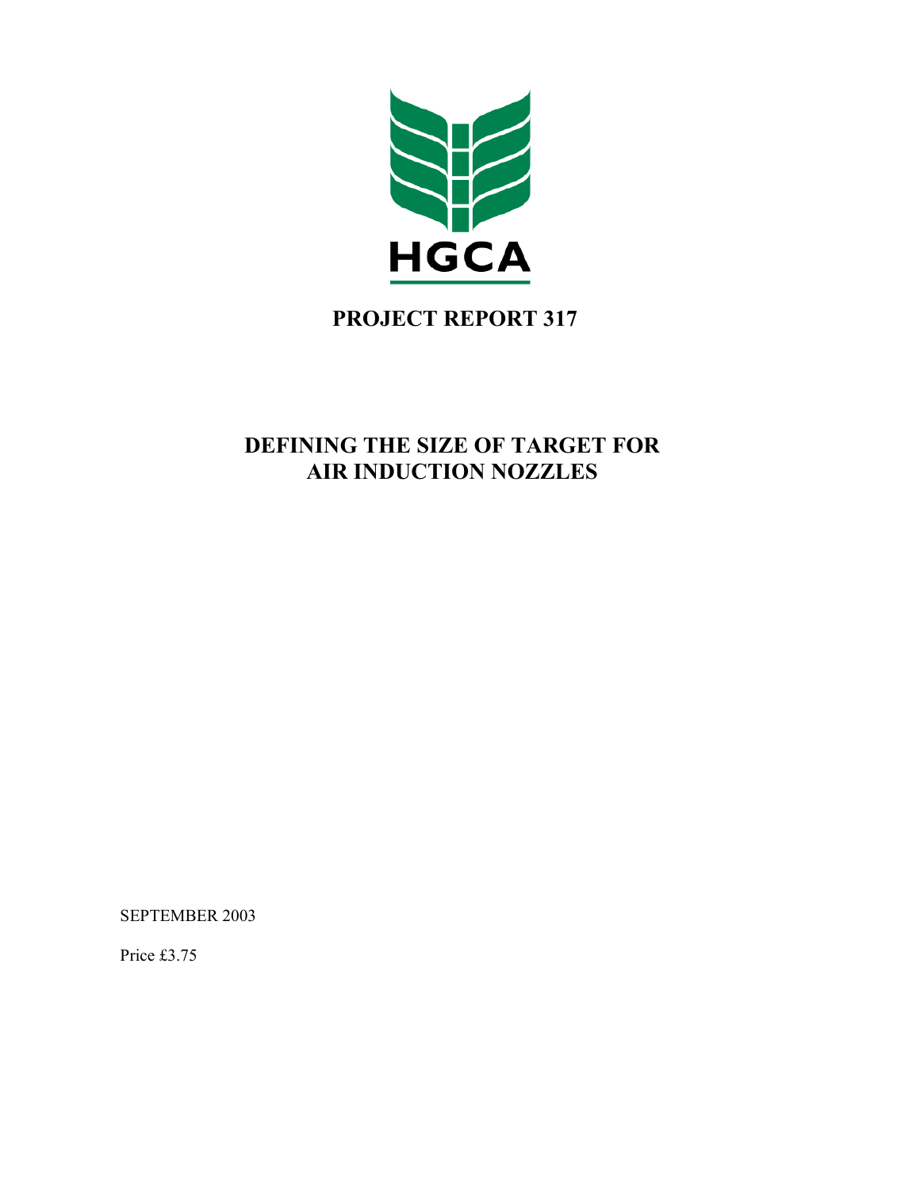HGCA

# PROJECT REPORT 317

## DEFINING THE SIZE OF TARGET FOR AIR INDUCTION NOZZLES

SEPTEMBER 2003

Price £3.75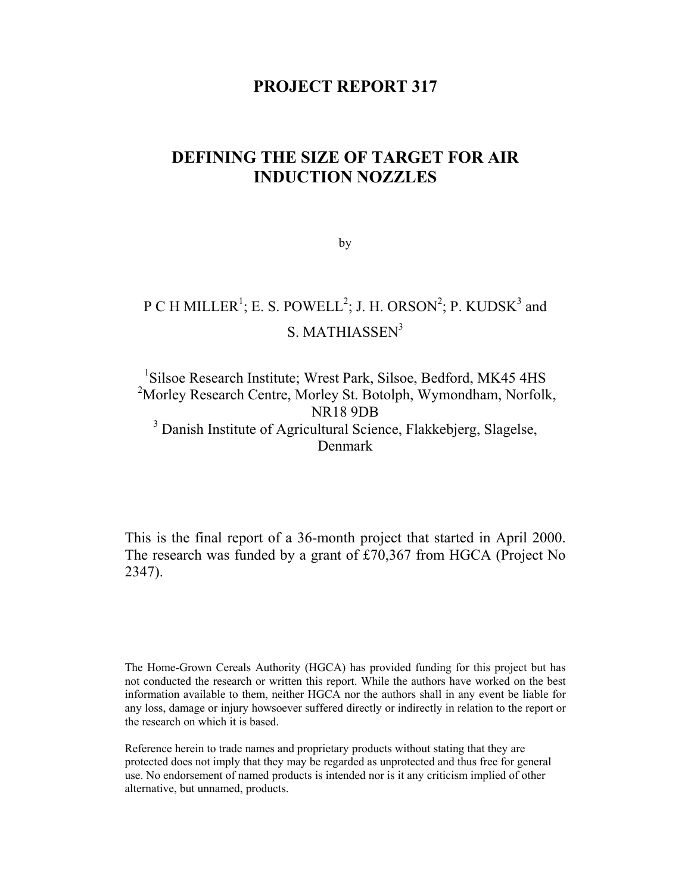# PROJECT REPORT 317

# DEFINING THE SIZE OF TARGET FOR AIR INDUCTION NOZZLES

by

P C H MILLER[1]; E. S. POWELL[2]; J. H. ORSON[2]; P. KUDSK[3] and S. MATHIASSEN[3]

[1]Silsoe Research Institute; Wrest Park, Silsoe, Bedford, MK45 4HS
[2]Morley Research Centre, Morley St. Botolph, Wymondham, Norfolk, NR18 9DB
[3] Danish Institute of Agricultural Science, Flakkebjerg, Slagelse, Denmark

This is the final report of a 36-month project that started in April 2000. The research was funded by a grant of £70,367 from HGCA (Project No 2347).

The Home-Grown Cereals Authority (HGCA) has provided funding for this project but has not conducted the research or written this report. While the authors have worked on the best information available to them, neither HGCA nor the authors shall in any event be liable for any loss, damage or injury howsoever suffered directly or indirectly in relation to the report or the research on which it is based.

Reference herein to trade names and proprietary products without stating that they are protected does not imply that they may be regarded as unprotected and thus free for general use. No endorsement of named products is intended nor is it any criticism implied of other alternative, but unnamed, products.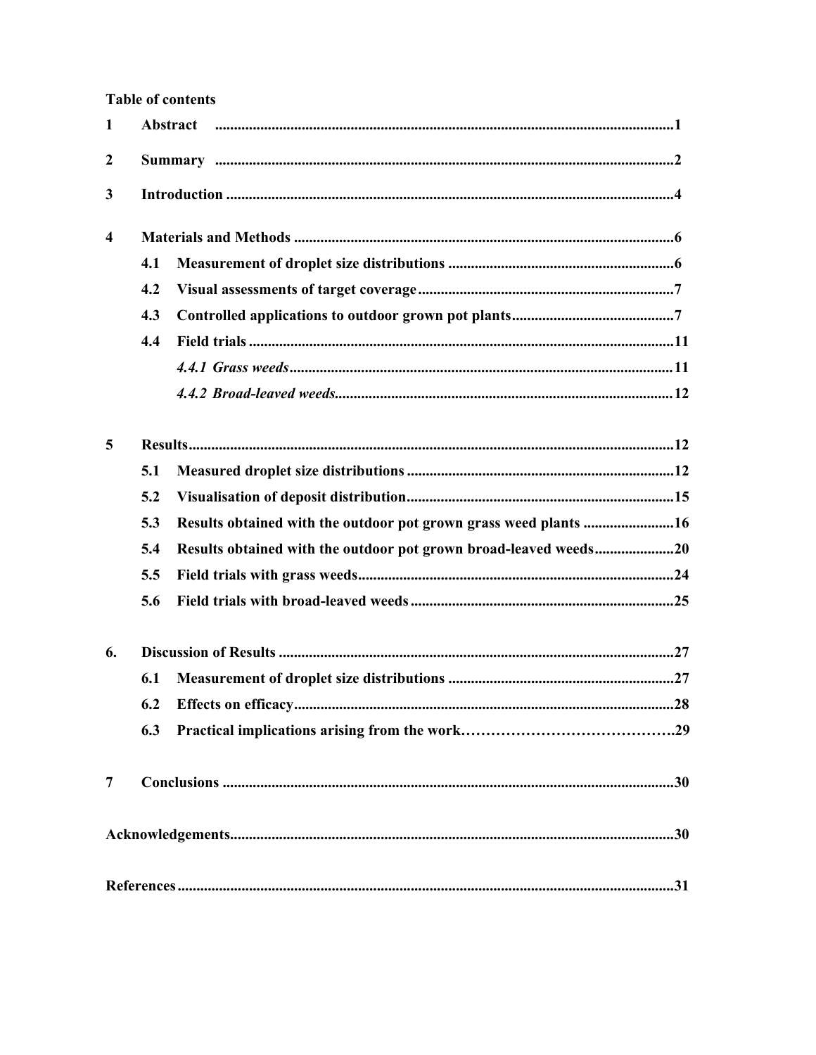**Table of contents**

| | | | |
|---|---|---|---|
| **1** | **Abstract** | | **1** |
| **2** | **Summary** | | **2** |
| **3** | **Introduction** | | **4** |
| **4** | **Materials and Methods** | | **6** |
| | **4.1** | **Measurement of droplet size distributions** | **6** |
| | **4.2** | **Visual assessments of target coverage** | **7** |
| | **4.3** | **Controlled applications to outdoor grown pot plants** | **7** |
| | **4.4** | **Field trials** | **11** |
| | | ***4.4.1 Grass weeds*** | **11** |
| | | ***4.4.2 Broad-leaved weeds*** | **12** |
| **5** | **Results** | | **12** |
| | **5.1** | **Measured droplet size distributions** | **12** |
| | **5.2** | **Visualisation of deposit distribution** | **15** |
| | **5.3** | **Results obtained with the outdoor pot grown grass weed plants** | **16** |
| | **5.4** | **Results obtained with the outdoor pot grown broad-leaved weeds** | **20** |
| | **5.5** | **Field trials with grass weeds** | **24** |
| | **5.6** | **Field trials with broad-leaved weeds** | **25** |
| **6.** | **Discussion of Results** | | **27** |
| | **6.1** | **Measurement of droplet size distributions** | **27** |
| | **6.2** | **Effects on efficacy** | **28** |
| | **6.3** | **Practical implications arising from the work** | **29** |
| **7** | **Conclusions** | | **30** |
| **Acknowledgements** | | | **30** |
| **References** | | | **31** |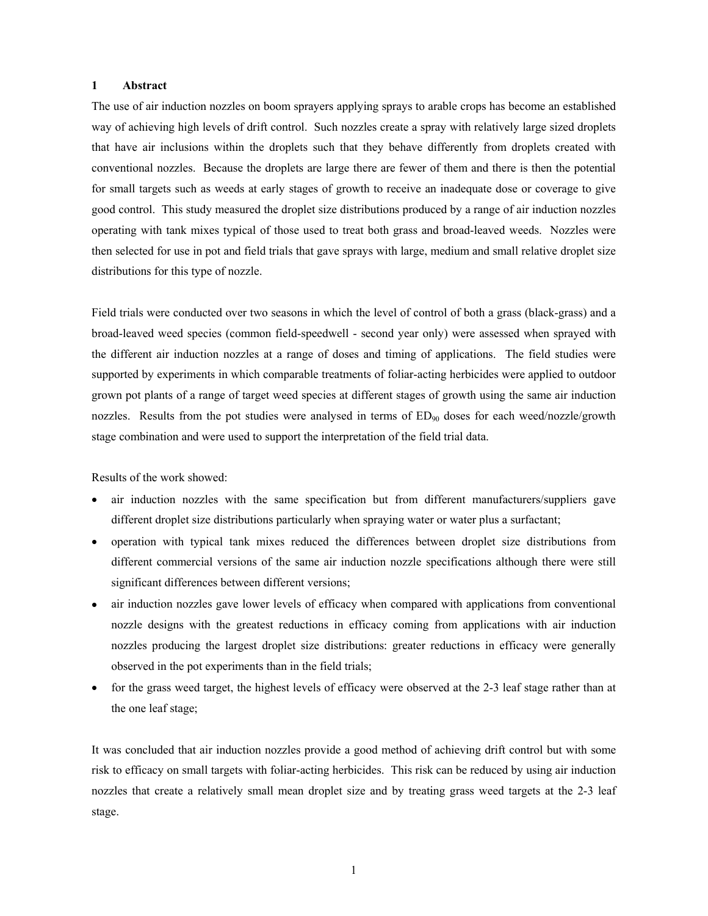# 1 Abstract

The use of air induction nozzles on boom sprayers applying sprays to arable crops has become an established way of achieving high levels of drift control. Such nozzles create a spray with relatively large sized droplets that have air inclusions within the droplets such that they behave differently from droplets created with conventional nozzles. Because the droplets are large there are fewer of them and there is then the potential for small targets such as weeds at early stages of growth to receive an inadequate dose or coverage to give good control. This study measured the droplet size distributions produced by a range of air induction nozzles operating with tank mixes typical of those used to treat both grass and broad-leaved weeds. Nozzles were then selected for use in pot and field trials that gave sprays with large, medium and small relative droplet size distributions for this type of nozzle.

Field trials were conducted over two seasons in which the level of control of both a grass (black-grass) and a broad-leaved weed species (common field-speedwell - second year only) were assessed when sprayed with the different air induction nozzles at a range of doses and timing of applications. The field studies were supported by experiments in which comparable treatments of foliar-acting herbicides were applied to outdoor grown pot plants of a range of target weed species at different stages of growth using the same air induction nozzles. Results from the pot studies were analysed in terms of $ED_{90}$ doses for each weed/nozzle/growth stage combination and were used to support the interpretation of the field trial data.

Results of the work showed:

- air induction nozzles with the same specification but from different manufacturers/suppliers gave different droplet size distributions particularly when spraying water or water plus a surfactant;
- operation with typical tank mixes reduced the differences between droplet size distributions from different commercial versions of the same air induction nozzle specifications although there were still significant differences between different versions;
- air induction nozzles gave lower levels of efficacy when compared with applications from conventional nozzle designs with the greatest reductions in efficacy coming from applications with air induction nozzles producing the largest droplet size distributions: greater reductions in efficacy were generally observed in the pot experiments than in the field trials;
- for the grass weed target, the highest levels of efficacy were observed at the 2-3 leaf stage rather than at the one leaf stage;

It was concluded that air induction nozzles provide a good method of achieving drift control but with some risk to efficacy on small targets with foliar-acting herbicides. This risk can be reduced by using air induction nozzles that create a relatively small mean droplet size and by treating grass weed targets at the 2-3 leaf stage.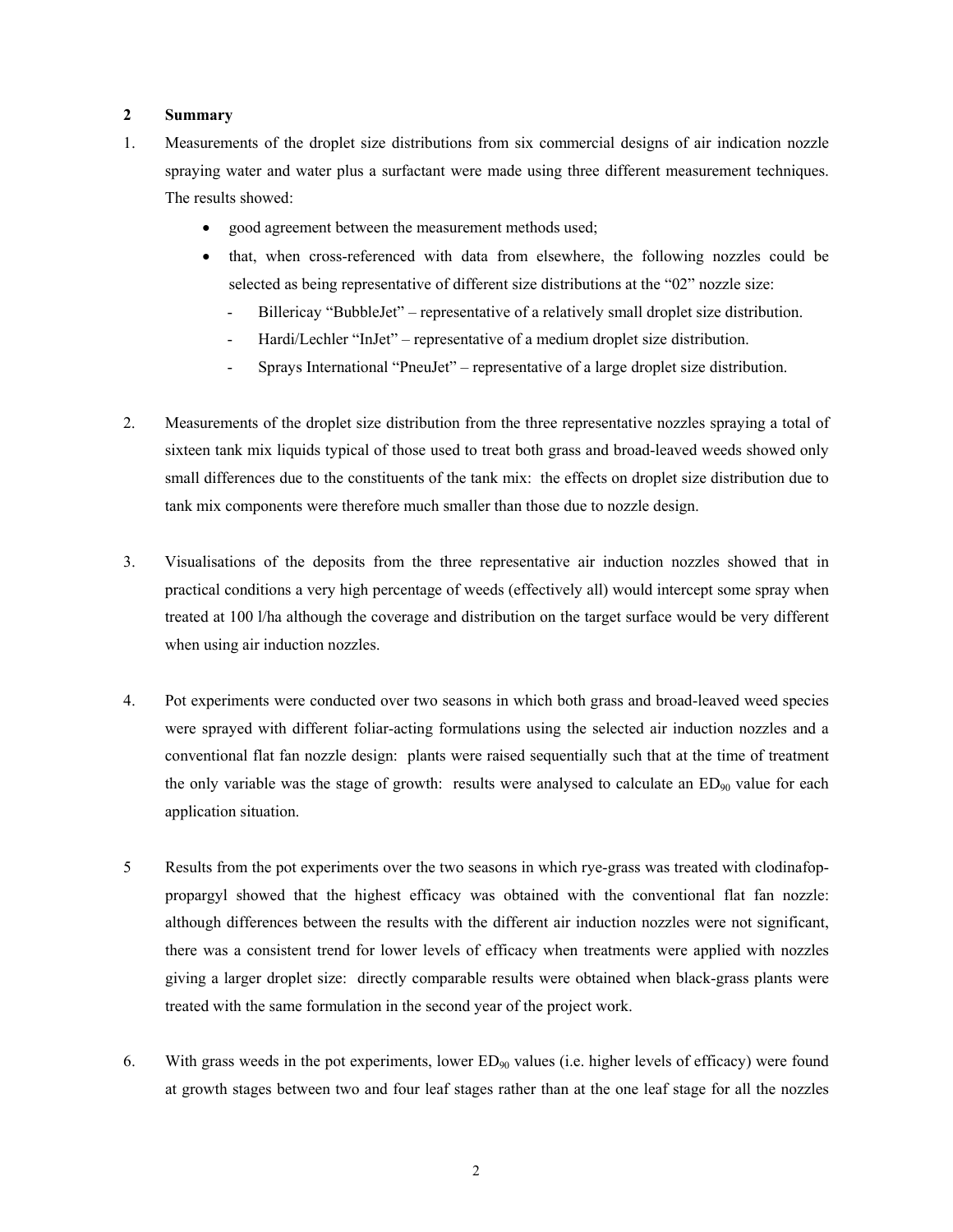## 2 Summary

1. Measurements of the droplet size distributions from six commercial designs of air indication nozzle spraying water and water plus a surfactant were made using three different measurement techniques. The results showed:

    - good agreement between the measurement methods used;
    - that, when cross-referenced with data from elsewhere, the following nozzles could be selected as being representative of different size distributions at the "02" nozzle size:
        - Billericay "BubbleJet" – representative of a relatively small droplet size distribution.
        - Hardi/Lechler "InJet" – representative of a medium droplet size distribution.
        - Sprays International "PneuJet" – representative of a large droplet size distribution.

2. Measurements of the droplet size distribution from the three representative nozzles spraying a total of sixteen tank mix liquids typical of those used to treat both grass and broad-leaved weeds showed only small differences due to the constituents of the tank mix: the effects on droplet size distribution due to tank mix components were therefore much smaller than those due to nozzle design.

3. Visualisations of the deposits from the three representative air induction nozzles showed that in practical conditions a very high percentage of weeds (effectively all) would intercept some spray when treated at 100 l/ha although the coverage and distribution on the target surface would be very different when using air induction nozzles.

4. Pot experiments were conducted over two seasons in which both grass and broad-leaved weed species were sprayed with different foliar-acting formulations using the selected air induction nozzles and a conventional flat fan nozzle design: plants were raised sequentially such that at the time of treatment the only variable was the stage of growth: results were analysed to calculate an $ED_{90}$ value for each application situation.

5. Results from the pot experiments over the two seasons in which rye-grass was treated with clodinafop-propargyl showed that the highest efficacy was obtained with the conventional flat fan nozzle: although differences between the results with the different air induction nozzles were not significant, there was a consistent trend for lower levels of efficacy when treatments were applied with nozzles giving a larger droplet size: directly comparable results were obtained when black-grass plants were treated with the same formulation in the second year of the project work.

6. With grass weeds in the pot experiments, lower $ED_{90}$ values (i.e. higher levels of efficacy) were found at growth stages between two and four leaf stages rather than at the one leaf stage for all the nozzles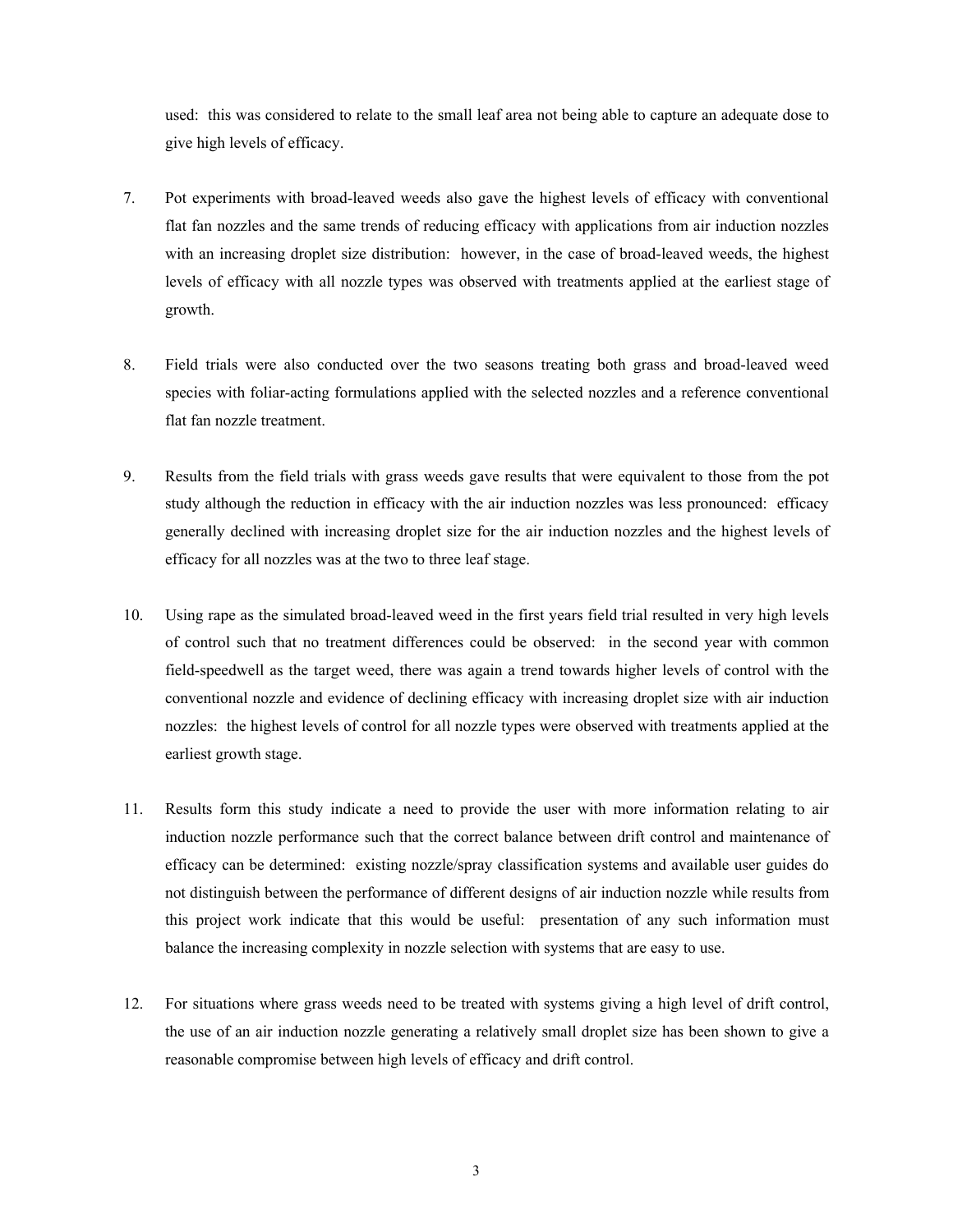used: this was considered to relate to the small leaf area not being able to capture an adequate dose to give high levels of efficacy.

7. Pot experiments with broad-leaved weeds also gave the highest levels of efficacy with conventional flat fan nozzles and the same trends of reducing efficacy with applications from air induction nozzles with an increasing droplet size distribution: however, in the case of broad-leaved weeds, the highest levels of efficacy with all nozzle types was observed with treatments applied at the earliest stage of growth.

8. Field trials were also conducted over the two seasons treating both grass and broad-leaved weed species with foliar-acting formulations applied with the selected nozzles and a reference conventional flat fan nozzle treatment.

9. Results from the field trials with grass weeds gave results that were equivalent to those from the pot study although the reduction in efficacy with the air induction nozzles was less pronounced: efficacy generally declined with increasing droplet size for the air induction nozzles and the highest levels of efficacy for all nozzles was at the two to three leaf stage.

10. Using rape as the simulated broad-leaved weed in the first years field trial resulted in very high levels of control such that no treatment differences could be observed: in the second year with common field-speedwell as the target weed, there was again a trend towards higher levels of control with the conventional nozzle and evidence of declining efficacy with increasing droplet size with air induction nozzles: the highest levels of control for all nozzle types were observed with treatments applied at the earliest growth stage.

11. Results form this study indicate a need to provide the user with more information relating to air induction nozzle performance such that the correct balance between drift control and maintenance of efficacy can be determined: existing nozzle/spray classification systems and available user guides do not distinguish between the performance of different designs of air induction nozzle while results from this project work indicate that this would be useful: presentation of any such information must balance the increasing complexity in nozzle selection with systems that are easy to use.

12. For situations where grass weeds need to be treated with systems giving a high level of drift control, the use of an air induction nozzle generating a relatively small droplet size has been shown to give a reasonable compromise between high levels of efficacy and drift control.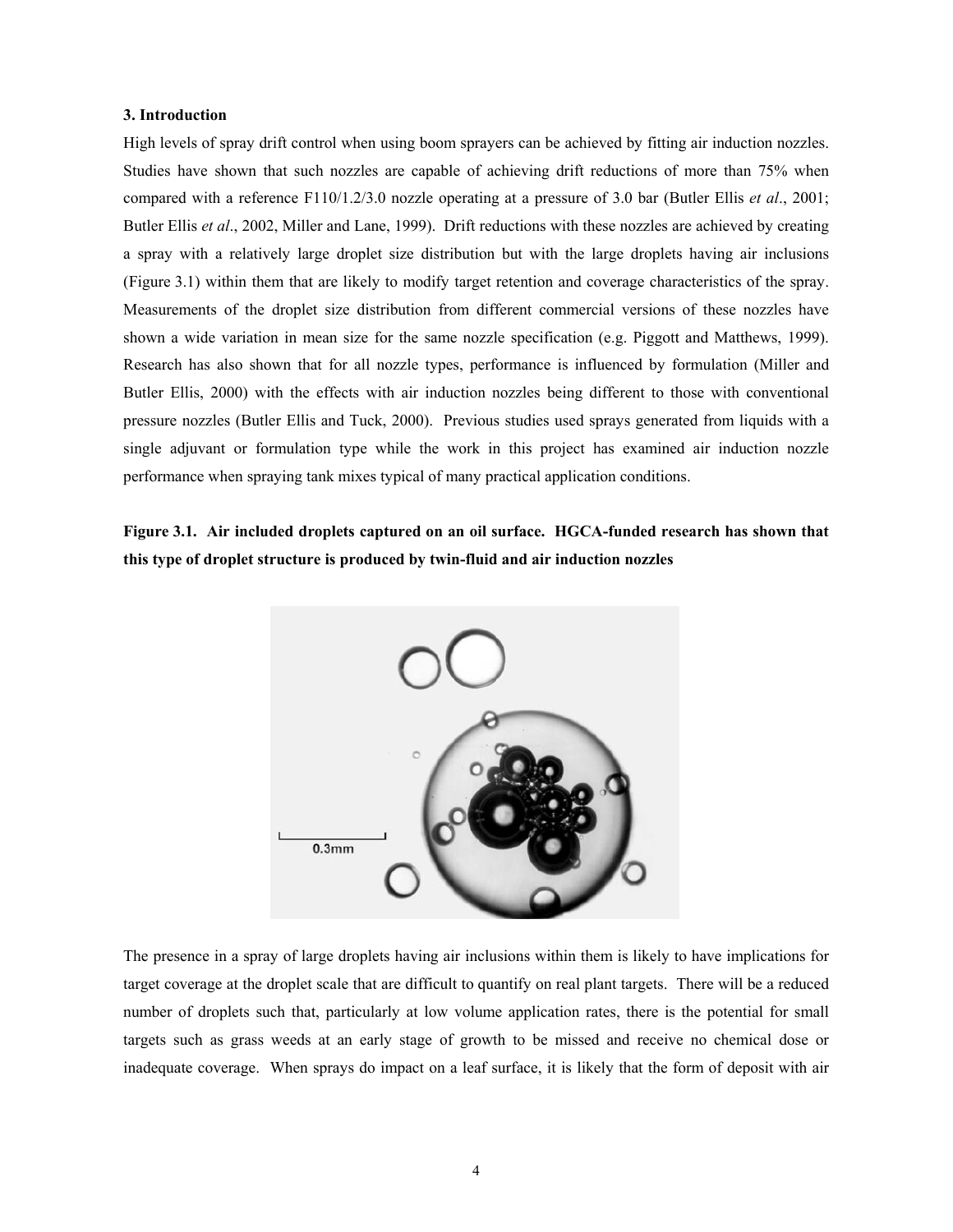### 3. Introduction

High levels of spray drift control when using boom sprayers can be achieved by fitting air induction nozzles. Studies have shown that such nozzles are capable of achieving drift reductions of more than 75% when compared with a reference F110/1.2/3.0 nozzle operating at a pressure of 3.0 bar (Butler Ellis *et al*., 2001; Butler Ellis *et al*., 2002, Miller and Lane, 1999). Drift reductions with these nozzles are achieved by creating a spray with a relatively large droplet size distribution but with the large droplets having air inclusions (Figure 3.1) within them that are likely to modify target retention and coverage characteristics of the spray. Measurements of the droplet size distribution from different commercial versions of these nozzles have shown a wide variation in mean size for the same nozzle specification (e.g. Piggott and Matthews, 1999). Research has also shown that for all nozzle types, performance is influenced by formulation (Miller and Butler Ellis, 2000) with the effects with air induction nozzles being different to those with conventional pressure nozzles (Butler Ellis and Tuck, 2000). Previous studies used sprays generated from liquids with a single adjuvant or formulation type while the work in this project has examined air induction nozzle performance when spraying tank mixes typical of many practical application conditions.

**Figure 3.1. Air included droplets captured on an oil surface. HGCA-funded research has shown that this type of droplet structure is produced by twin-fluid and air induction nozzles**

The presence in a spray of large droplets having air inclusions within them is likely to have implications for target coverage at the droplet scale that are difficult to quantify on real plant targets. There will be a reduced number of droplets such that, particularly at low volume application rates, there is the potential for small targets such as grass weeds at an early stage of growth to be missed and receive no chemical dose or inadequate coverage. When sprays do impact on a leaf surface, it is likely that the form of deposit with air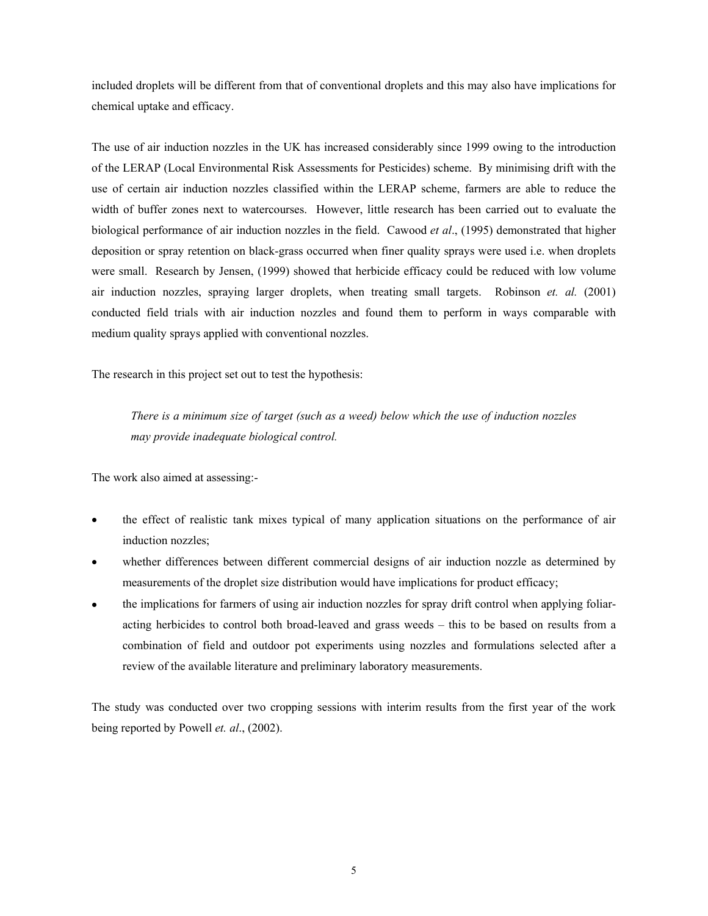included droplets will be different from that of conventional droplets and this may also have implications for chemical uptake and efficacy.

The use of air induction nozzles in the UK has increased considerably since 1999 owing to the introduction of the LERAP (Local Environmental Risk Assessments for Pesticides) scheme. By minimising drift with the use of certain air induction nozzles classified within the LERAP scheme, farmers are able to reduce the width of buffer zones next to watercourses. However, little research has been carried out to evaluate the biological performance of air induction nozzles in the field. Cawood *et al*., (1995) demonstrated that higher deposition or spray retention on black-grass occurred when finer quality sprays were used i.e. when droplets were small. Research by Jensen, (1999) showed that herbicide efficacy could be reduced with low volume air induction nozzles, spraying larger droplets, when treating small targets. Robinson *et. al.* (2001) conducted field trials with air induction nozzles and found them to perform in ways comparable with medium quality sprays applied with conventional nozzles.

The research in this project set out to test the hypothesis:

> *There is a minimum size of target (such as a weed) below which the use of induction nozzles may provide inadequate biological control.*

The work also aimed at assessing:-

- the effect of realistic tank mixes typical of many application situations on the performance of air induction nozzles;
- whether differences between different commercial designs of air induction nozzle as determined by measurements of the droplet size distribution would have implications for product efficacy;
- the implications for farmers of using air induction nozzles for spray drift control when applying foliar-acting herbicides to control both broad-leaved and grass weeds – this to be based on results from a combination of field and outdoor pot experiments using nozzles and formulations selected after a review of the available literature and preliminary laboratory measurements.

The study was conducted over two cropping sessions with interim results from the first year of the work being reported by Powell *et. al*., (2002).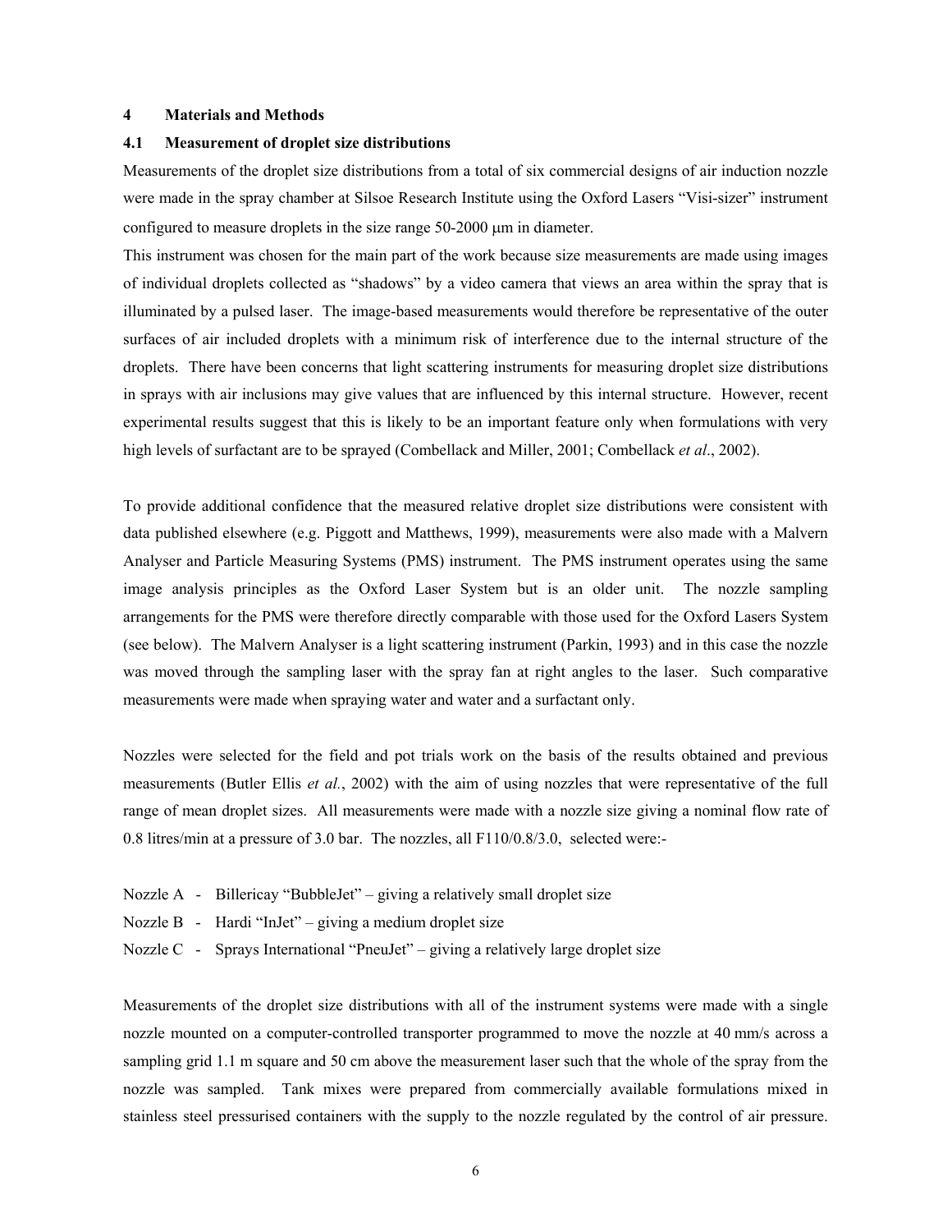## 4 Materials and Methods

### 4.1 Measurement of droplet size distributions

Measurements of the droplet size distributions from a total of six commercial designs of air induction nozzle were made in the spray chamber at Silsoe Research Institute using the Oxford Lasers "Visi-sizer" instrument configured to measure droplets in the size range 50-2000 μm in diameter.

This instrument was chosen for the main part of the work because size measurements are made using images of individual droplets collected as "shadows" by a video camera that views an area within the spray that is illuminated by a pulsed laser. The image-based measurements would therefore be representative of the outer surfaces of air included droplets with a minimum risk of interference due to the internal structure of the droplets. There have been concerns that light scattering instruments for measuring droplet size distributions in sprays with air inclusions may give values that are influenced by this internal structure. However, recent experimental results suggest that this is likely to be an important feature only when formulations with very high levels of surfactant are to be sprayed (Combellack and Miller, 2001; Combellack *et al*., 2002).

To provide additional confidence that the measured relative droplet size distributions were consistent with data published elsewhere (e.g. Piggott and Matthews, 1999), measurements were also made with a Malvern Analyser and Particle Measuring Systems (PMS) instrument. The PMS instrument operates using the same image analysis principles as the Oxford Laser System but is an older unit. The nozzle sampling arrangements for the PMS were therefore directly comparable with those used for the Oxford Lasers System (see below). The Malvern Analyser is a light scattering instrument (Parkin, 1993) and in this case the nozzle was moved through the sampling laser with the spray fan at right angles to the laser. Such comparative measurements were made when spraying water and water and a surfactant only.

Nozzles were selected for the field and pot trials work on the basis of the results obtained and previous measurements (Butler Ellis *et al.*, 2002) with the aim of using nozzles that were representative of the full range of mean droplet sizes. All measurements were made with a nozzle size giving a nominal flow rate of 0.8 litres/min at a pressure of 3.0 bar. The nozzles, all F110/0.8/3.0, selected were:-

- Nozzle A - Billericay "BubbleJet" – giving a relatively small droplet size
- Nozzle B - Hardi "InJet" – giving a medium droplet size
- Nozzle C - Sprays International "PneuJet" – giving a relatively large droplet size

Measurements of the droplet size distributions with all of the instrument systems were made with a single nozzle mounted on a computer-controlled transporter programmed to move the nozzle at 40 mm/s across a sampling grid 1.1 m square and 50 cm above the measurement laser such that the whole of the spray from the nozzle was sampled. Tank mixes were prepared from commercially available formulations mixed in stainless steel pressurised containers with the supply to the nozzle regulated by the control of air pressure.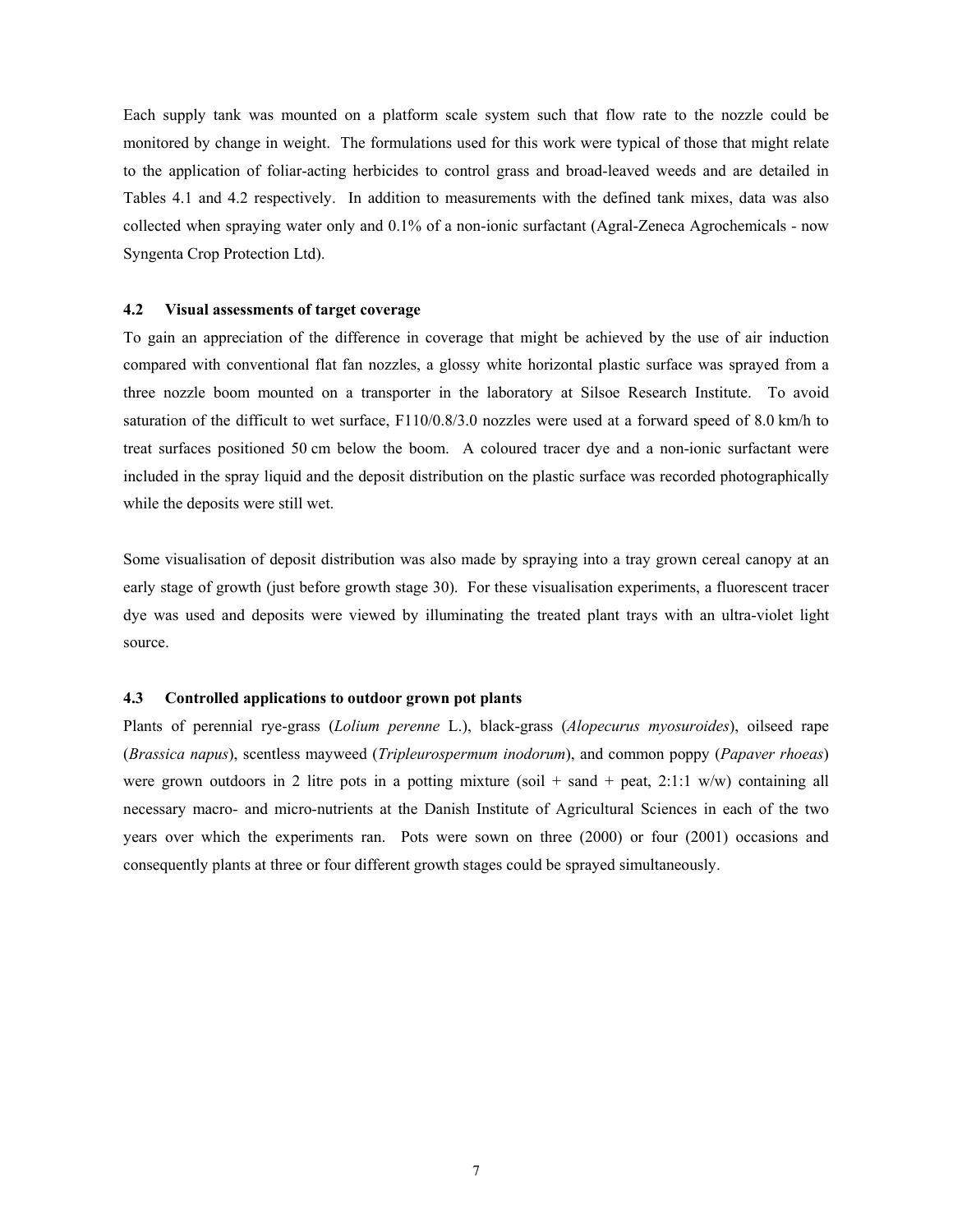Each supply tank was mounted on a platform scale system such that flow rate to the nozzle could be monitored by change in weight. The formulations used for this work were typical of those that might relate to the application of foliar-acting herbicides to control grass and broad-leaved weeds and are detailed in Tables 4.1 and 4.2 respectively. In addition to measurements with the defined tank mixes, data was also collected when spraying water only and 0.1% of a non-ionic surfactant (Agral-Zeneca Agrochemicals - now Syngenta Crop Protection Ltd).

### 4.2 Visual assessments of target coverage

To gain an appreciation of the difference in coverage that might be achieved by the use of air induction compared with conventional flat fan nozzles, a glossy white horizontal plastic surface was sprayed from a three nozzle boom mounted on a transporter in the laboratory at Silsoe Research Institute. To avoid saturation of the difficult to wet surface, F110/0.8/3.0 nozzles were used at a forward speed of 8.0 km/h to treat surfaces positioned 50 cm below the boom. A coloured tracer dye and a non-ionic surfactant were included in the spray liquid and the deposit distribution on the plastic surface was recorded photographically while the deposits were still wet.

Some visualisation of deposit distribution was also made by spraying into a tray grown cereal canopy at an early stage of growth (just before growth stage 30). For these visualisation experiments, a fluorescent tracer dye was used and deposits were viewed by illuminating the treated plant trays with an ultra-violet light source.

### 4.3 Controlled applications to outdoor grown pot plants

Plants of perennial rye-grass (*Lolium perenne* L.), black-grass (*Alopecurus myosuroides*), oilseed rape (*Brassica napus*), scentless mayweed (*Tripleurospermum inodorum*), and common poppy (*Papaver rhoeas*) were grown outdoors in 2 litre pots in a potting mixture (soil + sand + peat, 2:1:1 w/w) containing all necessary macro- and micro-nutrients at the Danish Institute of Agricultural Sciences in each of the two years over which the experiments ran. Pots were sown on three (2000) or four (2001) occasions and consequently plants at three or four different growth stages could be sprayed simultaneously.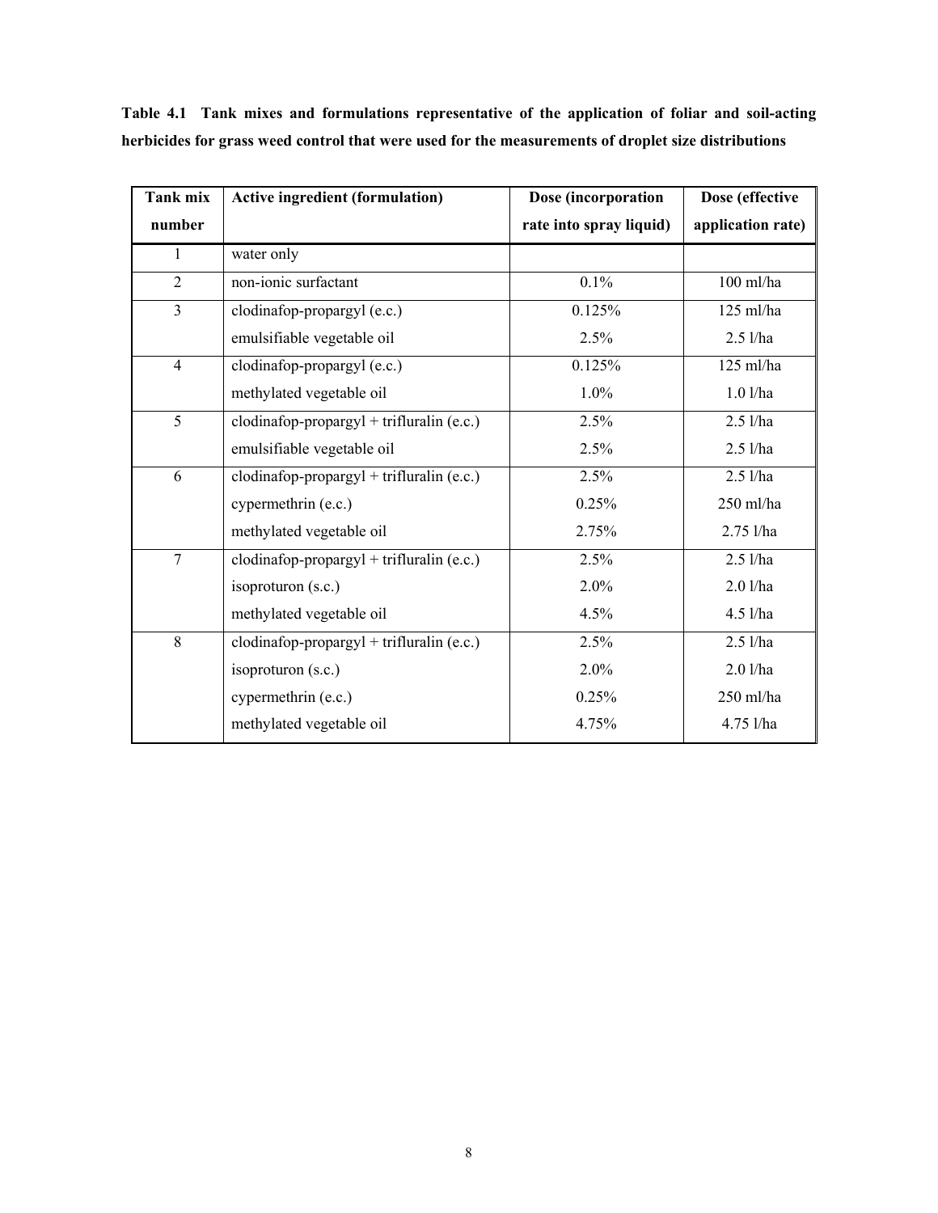**Table 4.1 Tank mixes and formulations representative of the application of foliar and soil-acting herbicides for grass weed control that were used for the measurements of droplet size distributions**

| Tank mix number | Active ingredient (formulation) | Dose (incorporation rate into spray liquid) | Dose (effective application rate) |
|---|---|---|---|
| 1 | water only | | |
| 2 | non-ionic surfactant | 0.1% | 100 ml/ha |
| 3 | clodinafop-propargyl (e.c.) | 0.125% | 125 ml/ha |
| | emulsifiable vegetable oil | 2.5% | 2.5 l/ha |
| 4 | clodinafop-propargyl (e.c.) | 0.125% | 125 ml/ha |
| | methylated vegetable oil | 1.0% | 1.0 l/ha |
| 5 | clodinafop-propargyl + trifluralin (e.c.) | 2.5% | 2.5 l/ha |
| | emulsifiable vegetable oil | 2.5% | 2.5 l/ha |
| 6 | clodinafop-propargyl + trifluralin (e.c.) | 2.5% | 2.5 l/ha |
| | cypermethrin (e.c.) | 0.25% | 250 ml/ha |
| | methylated vegetable oil | 2.75% | 2.75 l/ha |
| 7 | clodinafop-propargyl + trifluralin (e.c.) | 2.5% | 2.5 l/ha |
| | isoproturon (s.c.) | 2.0% | 2.0 l/ha |
| | methylated vegetable oil | 4.5% | 4.5 l/ha |
| 8 | clodinafop-propargyl + trifluralin (e.c.) | 2.5% | 2.5 l/ha |
| | isoproturon (s.c.) | 2.0% | 2.0 l/ha |
| | cypermethrin (e.c.) | 0.25% | 250 ml/ha |
| | methylated vegetable oil | 4.75% | 4.75 l/ha |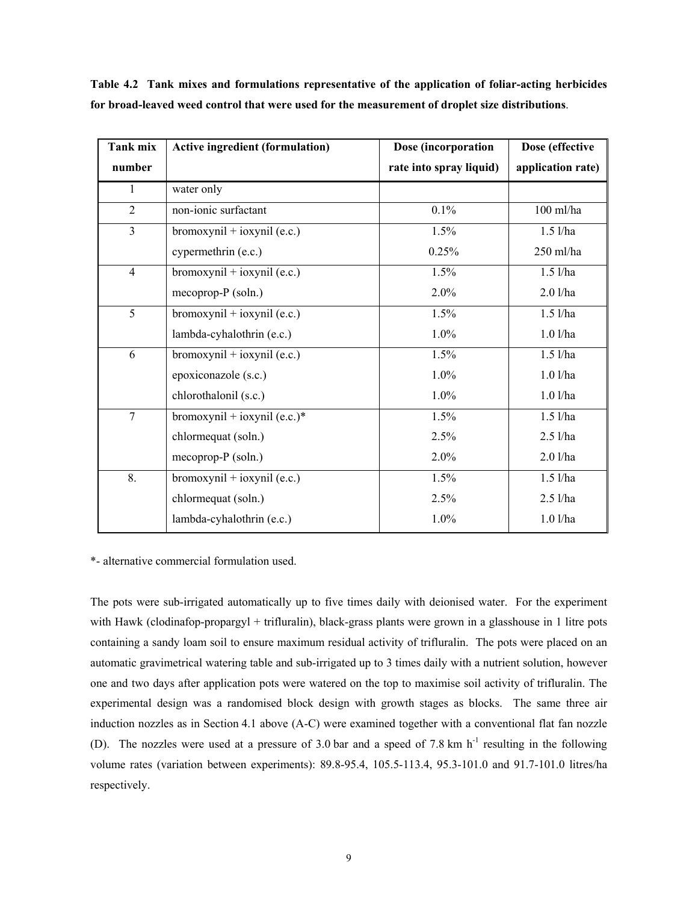**Table 4.2 Tank mixes and formulations representative of the application of foliar-acting herbicides for broad-leaved weed control that were used for the measurement of droplet size distributions**.

| Tank mix number | Active ingredient (formulation) | Dose (incorporation rate into spray liquid) | Dose (effective application rate) |
|---|---|---|---|
| 1 | water only | | |
| 2 | non-ionic surfactant | 0.1% | 100 ml/ha |
| 3 | bromoxynil + ioxynil (e.c.) | 1.5% | 1.5 l/ha |
| | cypermethrin (e.c.) | 0.25% | 250 ml/ha |
| 4 | bromoxynil + ioxynil (e.c.) | 1.5% | 1.5 l/ha |
| | mecoprop-P (soln.) | 2.0% | 2.0 l/ha |
| 5 | bromoxynil + ioxynil (e.c.) | 1.5% | 1.5 l/ha |
| | lambda-cyhalothrin (e.c.) | 1.0% | 1.0 l/ha |
| 6 | bromoxynil + ioxynil (e.c.) | 1.5% | 1.5 l/ha |
| | epoxiconazole (s.c.) | 1.0% | 1.0 l/ha |
| | chlorothalonil (s.c.) | 1.0% | 1.0 l/ha |
| 7 | bromoxynil + ioxynil (e.c.)* | 1.5% | 1.5 l/ha |
| | chlormequat (soln.) | 2.5% | 2.5 l/ha |
| | mecoprop-P (soln.) | 2.0% | 2.0 l/ha |
| 8. | bromoxynil + ioxynil (e.c.) | 1.5% | 1.5 l/ha |
| | chlormequat (soln.) | 2.5% | 2.5 l/ha |
| | lambda-cyhalothrin (e.c.) | 1.0% | 1.0 l/ha |

*- alternative commercial formulation used.

The pots were sub-irrigated automatically up to five times daily with deionised water. For the experiment with Hawk (clodinafop-propargyl + trifluralin), black-grass plants were grown in a glasshouse in 1 litre pots containing a sandy loam soil to ensure maximum residual activity of trifluralin. The pots were placed on an automatic gravimetrical watering table and sub-irrigated up to 3 times daily with a nutrient solution, however one and two days after application pots were watered on the top to maximise soil activity of trifluralin. The experimental design was a randomised block design with growth stages as blocks. The same three air induction nozzles as in Section 4.1 above (A-C) were examined together with a conventional flat fan nozzle (D). The nozzles were used at a pressure of 3.0 bar and a speed of 7.8 km $h^{-1}$ resulting in the following volume rates (variation between experiments): 89.8-95.4, 105.5-113.4, 95.3-101.0 and 91.7-101.0 litres/ha respectively.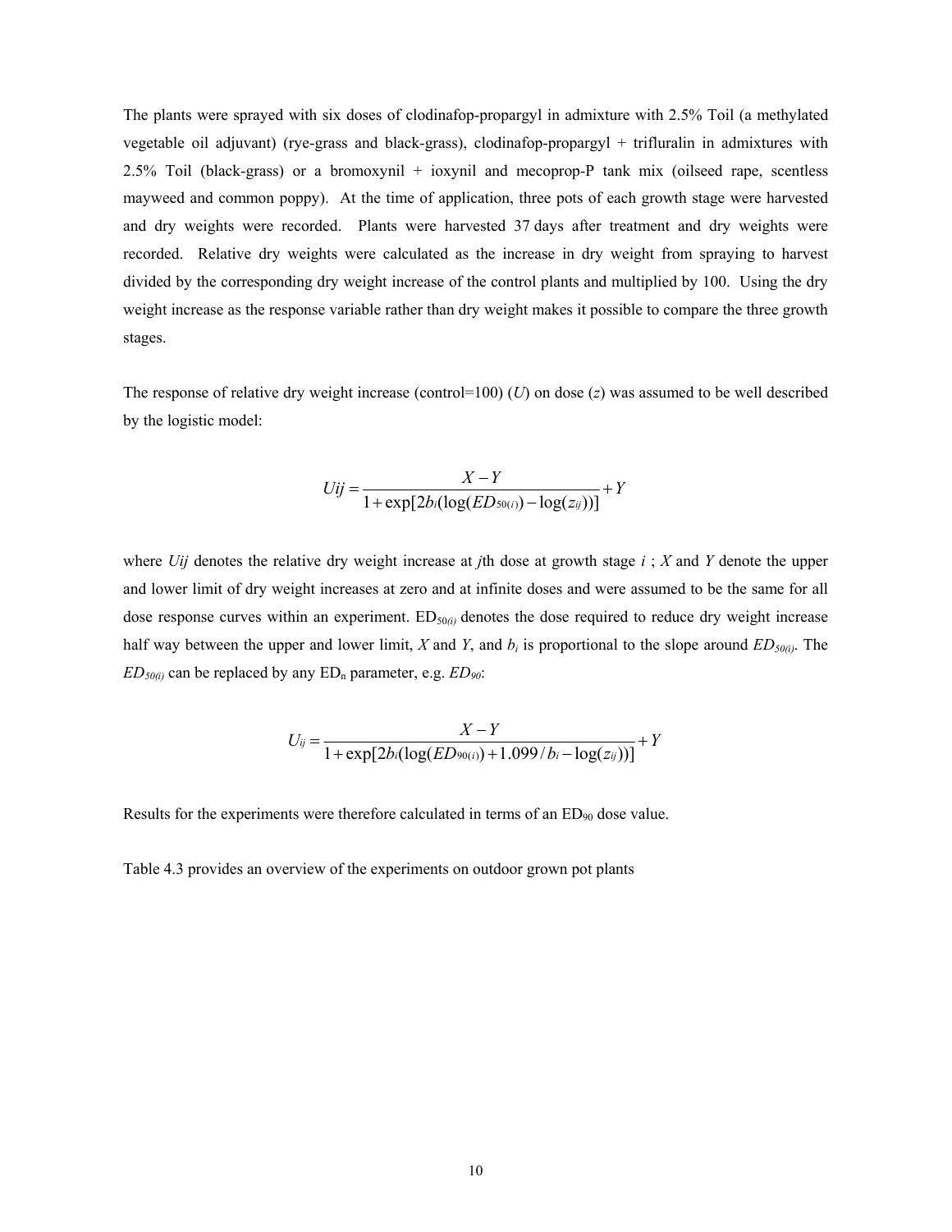The plants were sprayed with six doses of clodinafop-propargyl in admixture with 2.5% Toil (a methylated vegetable oil adjuvant) (rye-grass and black-grass), clodinafop-propargyl + trifluralin in admixtures with 2.5% Toil (black-grass) or a bromoxynil + ioxynil and mecoprop-P tank mix (oilseed rape, scentless mayweed and common poppy). At the time of application, three pots of each growth stage were harvested and dry weights were recorded. Plants were harvested 37 days after treatment and dry weights were recorded. Relative dry weights were calculated as the increase in dry weight from spraying to harvest divided by the corresponding dry weight increase of the control plants and multiplied by 100. Using the dry weight increase as the response variable rather than dry weight makes it possible to compare the three growth stages.

The response of relative dry weight increase (control=100) ($U$) on dose ($z$) was assumed to be well described by the logistic model:

$$Uij = \frac{X - Y}{1 + \exp[2b_i(\log(ED_{50(i)}) - \log(z_{ij}))]} + Y$$

where $Uij$ denotes the relative dry weight increase at $j$th dose at growth stage $i$ ; $X$ and $Y$ denote the upper and lower limit of dry weight increases at zero and at infinite doses and were assumed to be the same for all dose response curves within an experiment. $ED_{50(i)}$ denotes the dose required to reduce dry weight increase half way between the upper and lower limit, $X$ and $Y$, and $b_i$ is proportional to the slope around $ED_{50(i)}$. The $ED_{50(i)}$ can be replaced by any $ED_n$ parameter, e.g. $ED_{90}$:

$$U_{ij} = \frac{X - Y}{1 + \exp[2b_i(\log(ED_{90(i)}) + 1.099 / b_i - \log(z_{ij}))]} + Y$$

Results for the experiments were therefore calculated in terms of an $ED_{90}$ dose value.

Table 4.3 provides an overview of the experiments on outdoor grown pot plants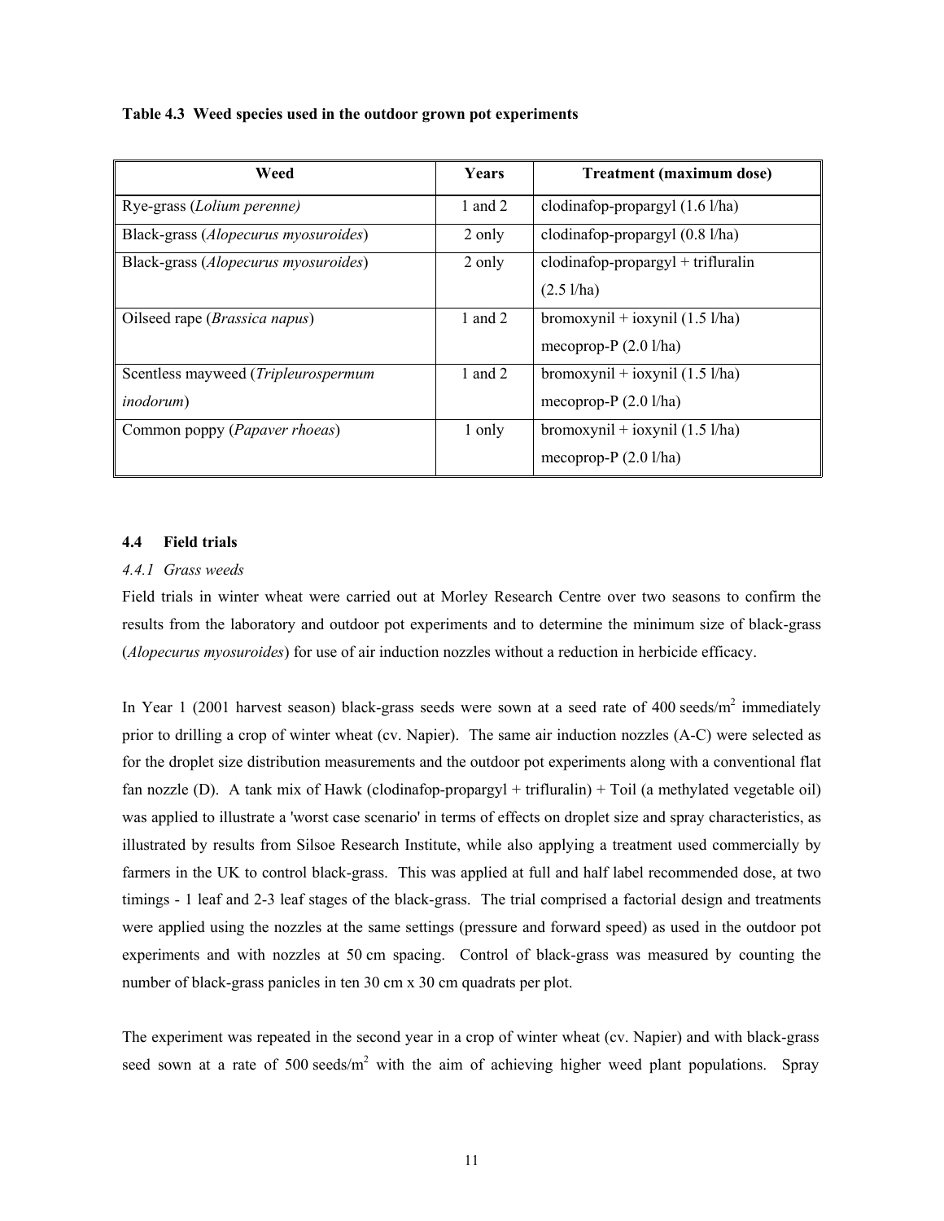**Table 4.3 Weed species used in the outdoor grown pot experiments**

| Weed | Years | Treatment (maximum dose) |
|---|---|---|
| Rye-grass (*Lolium perenne)* | 1 and 2 | clodinafop-propargyl (1.6 l/ha) |
| Black-grass (*Alopecurus myosuroides*) | 2 only | clodinafop-propargyl (0.8 l/ha) |
| Black-grass (*Alopecurus myosuroides*) | 2 only | clodinafop-propargyl + trifluralin (2.5 l/ha) |
| Oilseed rape (*Brassica napus*) | 1 and 2 | bromoxynil + ioxynil (1.5 l/ha)<br>mecoprop-P (2.0 l/ha) |
| Scentless mayweed (*Tripleurospermum inodorum*) | 1 and 2 | bromoxynil + ioxynil (1.5 l/ha)<br>mecoprop-P (2.0 l/ha) |
| Common poppy (*Papaver rhoeas*) | 1 only | bromoxynil + ioxynil (1.5 l/ha)<br>mecoprop-P (2.0 l/ha) |

## 4.4 Field trials

### *4.4.1 Grass weeds*

Field trials in winter wheat were carried out at Morley Research Centre over two seasons to confirm the results from the laboratory and outdoor pot experiments and to determine the minimum size of black-grass (*Alopecurus myosuroides*) for use of air induction nozzles without a reduction in herbicide efficacy.

In Year 1 (2001 harvest season) black-grass seeds were sown at a seed rate of 400 seeds/m$^2$ immediately prior to drilling a crop of winter wheat (cv. Napier). The same air induction nozzles (A-C) were selected as for the droplet size distribution measurements and the outdoor pot experiments along with a conventional flat fan nozzle (D). A tank mix of Hawk (clodinafop-propargyl + trifluralin) + Toil (a methylated vegetable oil) was applied to illustrate a 'worst case scenario' in terms of effects on droplet size and spray characteristics, as illustrated by results from Silsoe Research Institute, while also applying a treatment used commercially by farmers in the UK to control black-grass. This was applied at full and half label recommended dose, at two timings - 1 leaf and 2-3 leaf stages of the black-grass. The trial comprised a factorial design and treatments were applied using the nozzles at the same settings (pressure and forward speed) as used in the outdoor pot experiments and with nozzles at 50 cm spacing. Control of black-grass was measured by counting the number of black-grass panicles in ten 30 cm x 30 cm quadrats per plot.

The experiment was repeated in the second year in a crop of winter wheat (cv. Napier) and with black-grass seed sown at a rate of 500 seeds/m$^2$ with the aim of achieving higher weed plant populations. Spray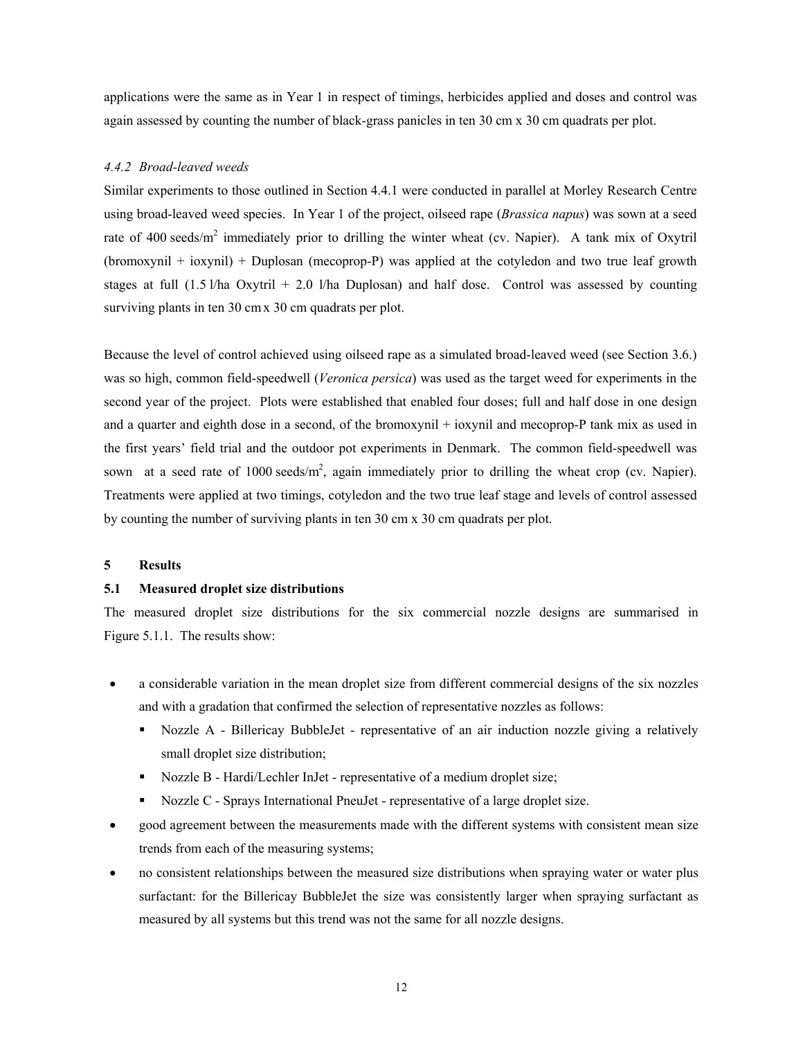applications were the same as in Year 1 in respect of timings, herbicides applied and doses and control was again assessed by counting the number of black-grass panicles in ten 30 cm x 30 cm quadrats per plot.

#### *4.4.2 Broad-leaved weeds*

Similar experiments to those outlined in Section 4.4.1 were conducted in parallel at Morley Research Centre using broad-leaved weed species. In Year 1 of the project, oilseed rape (*Brassica napus*) was sown at a seed rate of 400 seeds/m$^2$ immediately prior to drilling the winter wheat (cv. Napier). A tank mix of Oxytril (bromoxynil + ioxynil) + Duplosan (mecoprop-P) was applied at the cotyledon and two true leaf growth stages at full (1.5 l/ha Oxytril + 2.0 l/ha Duplosan) and half dose. Control was assessed by counting surviving plants in ten 30 cm x 30 cm quadrats per plot.

Because the level of control achieved using oilseed rape as a simulated broad-leaved weed (see Section 3.6.) was so high, common field-speedwell (*Veronica persica*) was used as the target weed for experiments in the second year of the project. Plots were established that enabled four doses; full and half dose in one design and a quarter and eighth dose in a second, of the bromoxynil + ioxynil and mecoprop-P tank mix as used in the first years' field trial and the outdoor pot experiments in Denmark. The common field-speedwell was sown at a seed rate of 1000 seeds/m$^2$, again immediately prior to drilling the wheat crop (cv. Napier). Treatments were applied at two timings, cotyledon and the two true leaf stage and levels of control assessed by counting the number of surviving plants in ten 30 cm x 30 cm quadrats per plot.

## 5 Results

### 5.1 Measured droplet size distributions

The measured droplet size distributions for the six commercial nozzle designs are summarised in Figure 5.1.1. The results show:

- a considerable variation in the mean droplet size from different commercial designs of the six nozzles and with a gradation that confirmed the selection of representative nozzles as follows:
  - Nozzle A - Billericay BubbleJet - representative of an air induction nozzle giving a relatively small droplet size distribution;
  - Nozzle B - Hardi/Lechler InJet - representative of a medium droplet size;
  - Nozzle C - Sprays International PneuJet - representative of a large droplet size.
- good agreement between the measurements made with the different systems with consistent mean size trends from each of the measuring systems;
- no consistent relationships between the measured size distributions when spraying water or water plus surfactant: for the Billericay BubbleJet the size was consistently larger when spraying surfactant as measured by all systems but this trend was not the same for all nozzle designs.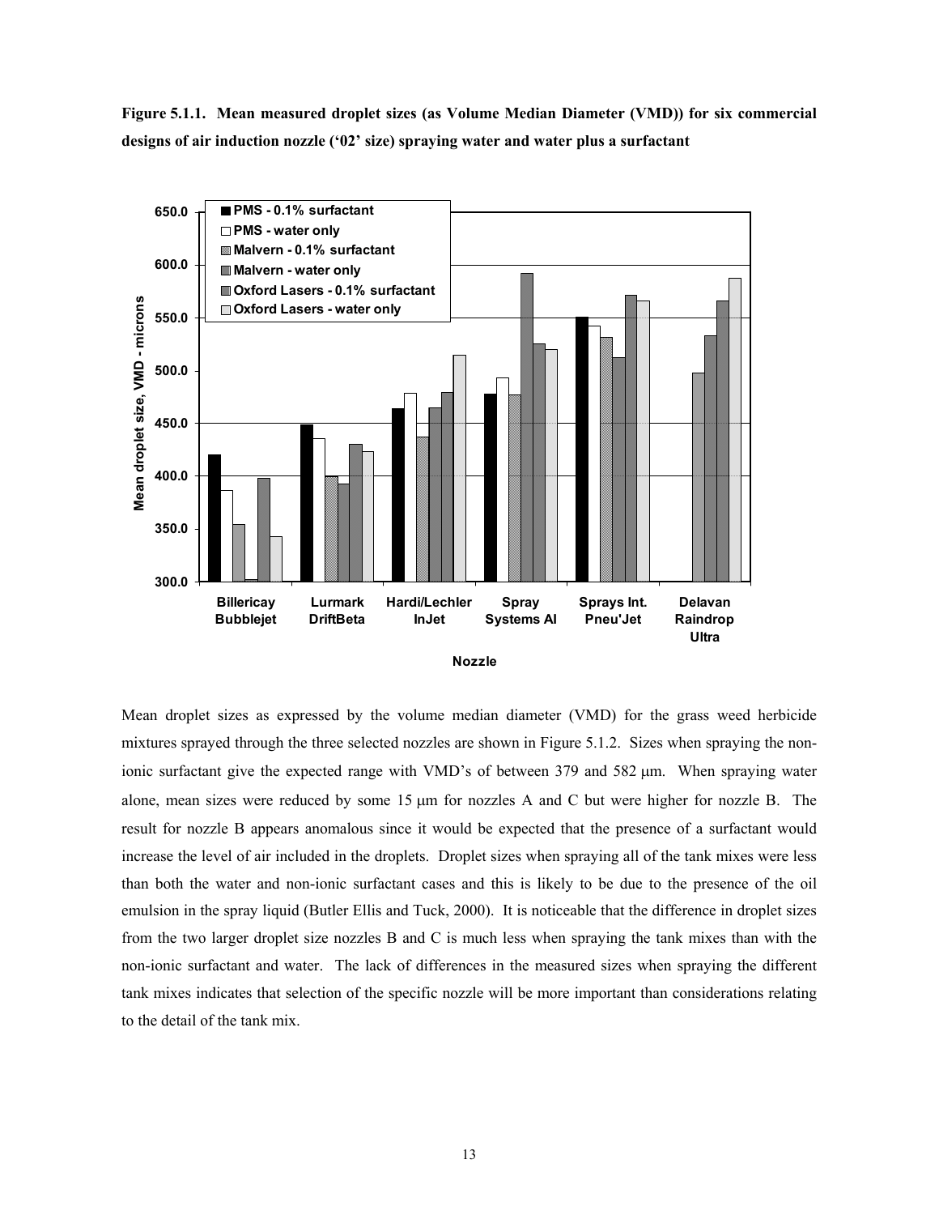**Figure 5.1.1. Mean measured droplet sizes (as Volume Median Diameter (VMD)) for six commercial designs of air induction nozzle ('02' size) spraying water and water plus a surfactant**

Mean droplet sizes as expressed by the volume median diameter (VMD) for the grass weed herbicide mixtures sprayed through the three selected nozzles are shown in Figure 5.1.2. Sizes when spraying the non-ionic surfactant give the expected range with VMD's of between 379 and 582 μm. When spraying water alone, mean sizes were reduced by some 15 μm for nozzles A and C but were higher for nozzle B. The result for nozzle B appears anomalous since it would be expected that the presence of a surfactant would increase the level of air included in the droplets. Droplet sizes when spraying all of the tank mixes were less than both the water and non-ionic surfactant cases and this is likely to be due to the presence of the oil emulsion in the spray liquid (Butler Ellis and Tuck, 2000). It is noticeable that the difference in droplet sizes from the two larger droplet size nozzles B and C is much less when spraying the tank mixes than with the non-ionic surfactant and water. The lack of differences in the measured sizes when spraying the different tank mixes indicates that selection of the specific nozzle will be more important than considerations relating to the detail of the tank mix.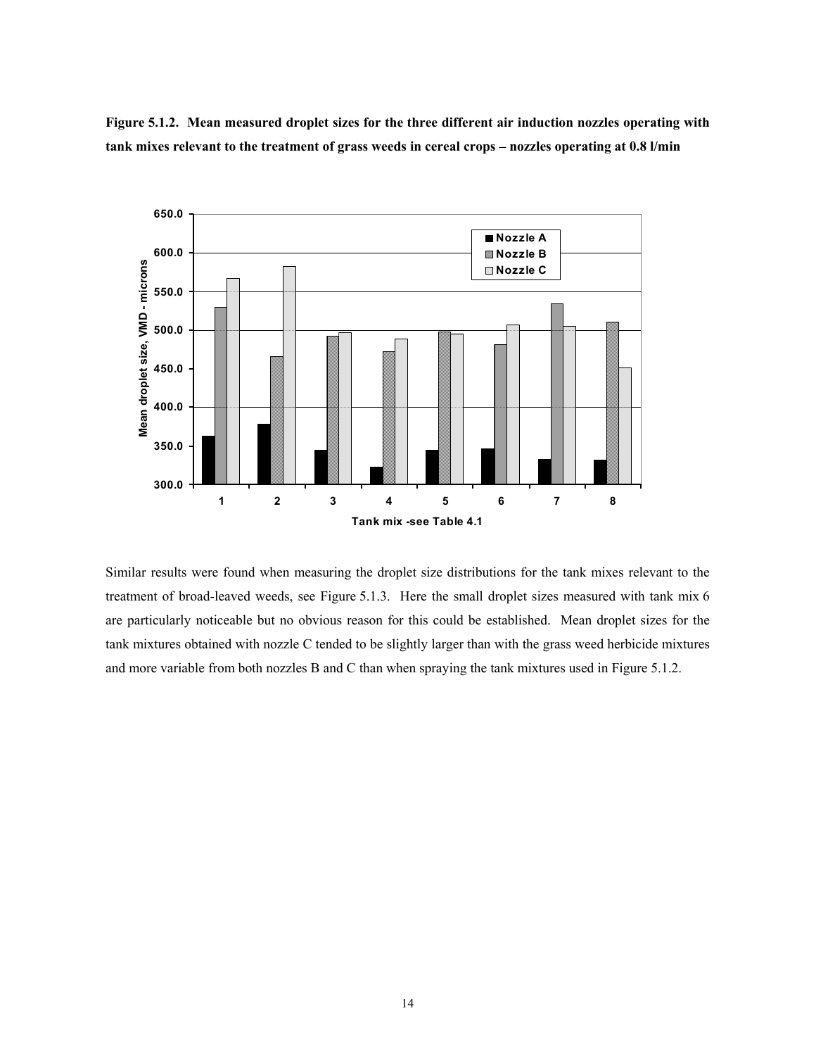**Figure 5.1.2. Mean measured droplet sizes for the three different air induction nozzles operating with tank mixes relevant to the treatment of grass weeds in cereal crops – nozzles operating at 0.8 l/min**

Similar results were found when measuring the droplet size distributions for the tank mixes relevant to the treatment of broad-leaved weeds, see Figure 5.1.3. Here the small droplet sizes measured with tank mix 6 are particularly noticeable but no obvious reason for this could be established. Mean droplet sizes for the tank mixtures obtained with nozzle C tended to be slightly larger than with the grass weed herbicide mixtures and more variable from both nozzles B and C than when spraying the tank mixtures used in Figure 5.1.2.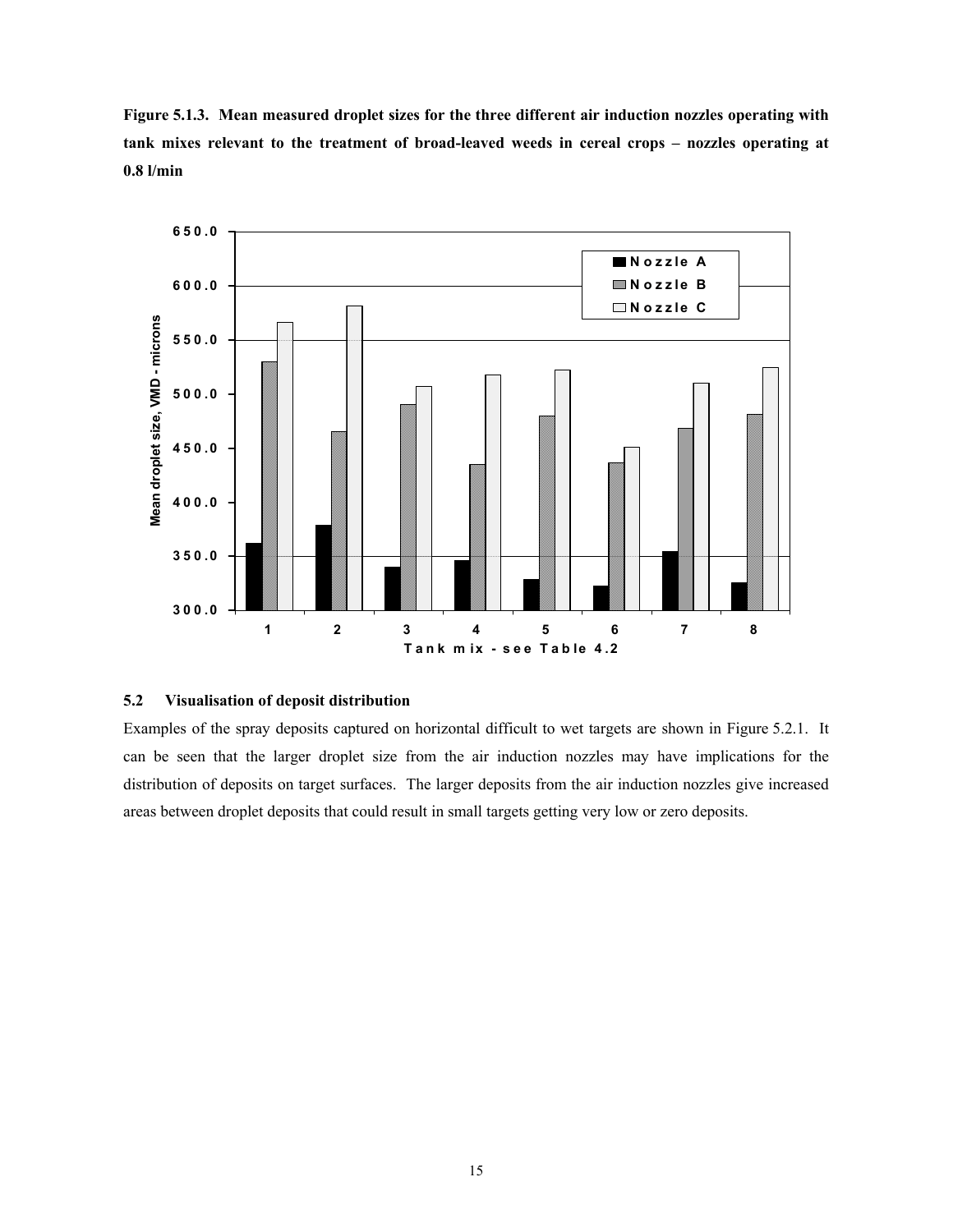**Figure 5.1.3. Mean measured droplet sizes for the three different air induction nozzles operating with tank mixes relevant to the treatment of broad-leaved weeds in cereal crops – nozzles operating at 0.8 l/min**

## 5.2 Visualisation of deposit distribution

Examples of the spray deposits captured on horizontal difficult to wet targets are shown in Figure 5.2.1. It can be seen that the larger droplet size from the air induction nozzles may have implications for the distribution of deposits on target surfaces. The larger deposits from the air induction nozzles give increased areas between droplet deposits that could result in small targets getting very low or zero deposits.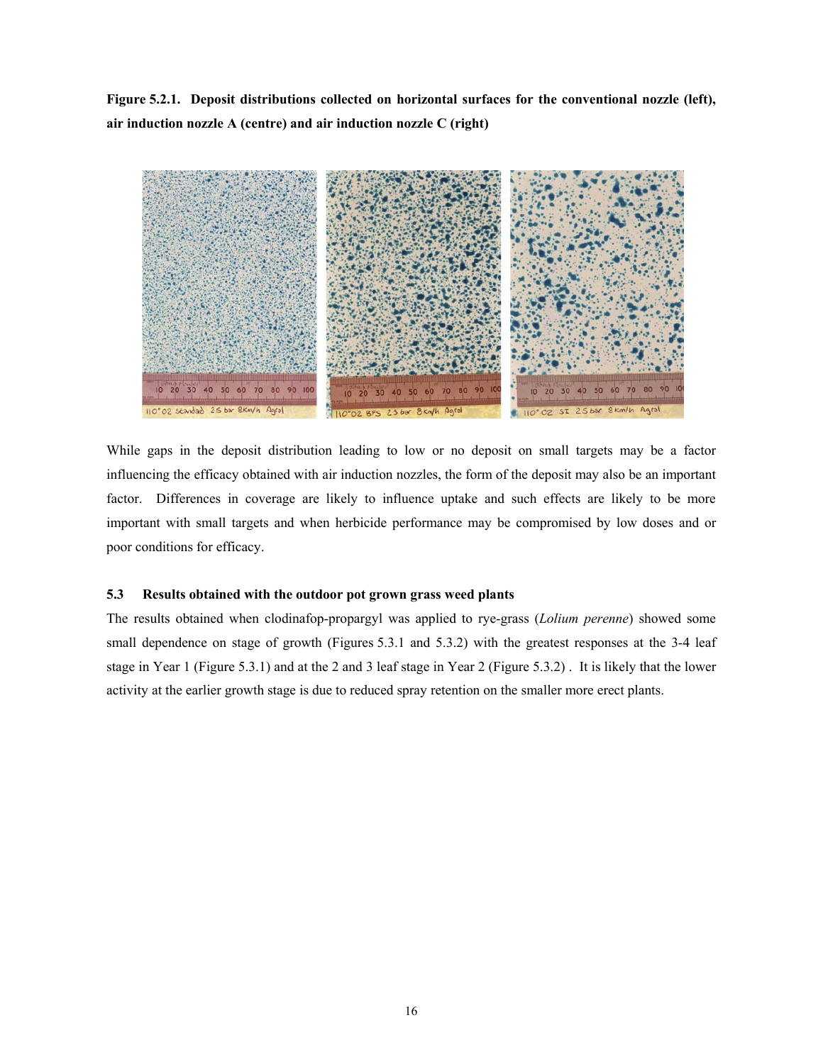**Figure 5.2.1. Deposit distributions collected on horizontal surfaces for the conventional nozzle (left), air induction nozzle A (centre) and air induction nozzle C (right)**

While gaps in the deposit distribution leading to low or no deposit on small targets may be a factor influencing the efficacy obtained with air induction nozzles, the form of the deposit may also be an important factor. Differences in coverage are likely to influence uptake and such effects are likely to be more important with small targets and when herbicide performance may be compromised by low doses and or poor conditions for efficacy.

### 5.3 Results obtained with the outdoor pot grown grass weed plants

The results obtained when clodinafop-propargyl was applied to rye-grass (*Lolium perenne*) showed some small dependence on stage of growth (Figures 5.3.1 and 5.3.2) with the greatest responses at the 3-4 leaf stage in Year 1 (Figure 5.3.1) and at the 2 and 3 leaf stage in Year 2 (Figure 5.3.2) . It is likely that the lower activity at the earlier growth stage is due to reduced spray retention on the smaller more erect plants.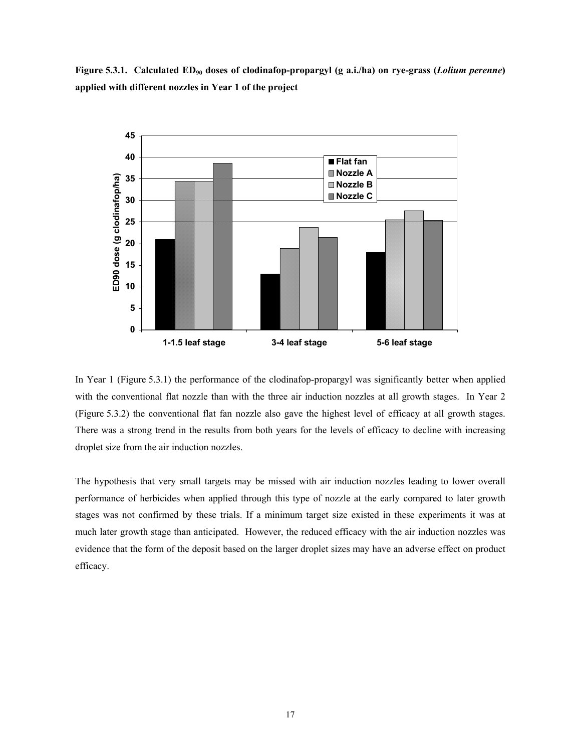**Figure 5.3.1. Calculated $ED_{90}$ doses of clodinafop-propargyl (g a.i./ha) on rye-grass (*Lolium perenne*) applied with different nozzles in Year 1 of the project**

In Year 1 (Figure 5.3.1) the performance of the clodinafop-propargyl was significantly better when applied with the conventional flat nozzle than with the three air induction nozzles at all growth stages. In Year 2 (Figure 5.3.2) the conventional flat fan nozzle also gave the highest level of efficacy at all growth stages. There was a strong trend in the results from both years for the levels of efficacy to decline with increasing droplet size from the air induction nozzles.

The hypothesis that very small targets may be missed with air induction nozzles leading to lower overall performance of herbicides when applied through this type of nozzle at the early compared to later growth stages was not confirmed by these trials. If a minimum target size existed in these experiments it was at much later growth stage than anticipated. However, the reduced efficacy with the air induction nozzles was evidence that the form of the deposit based on the larger droplet sizes may have an adverse effect on product efficacy.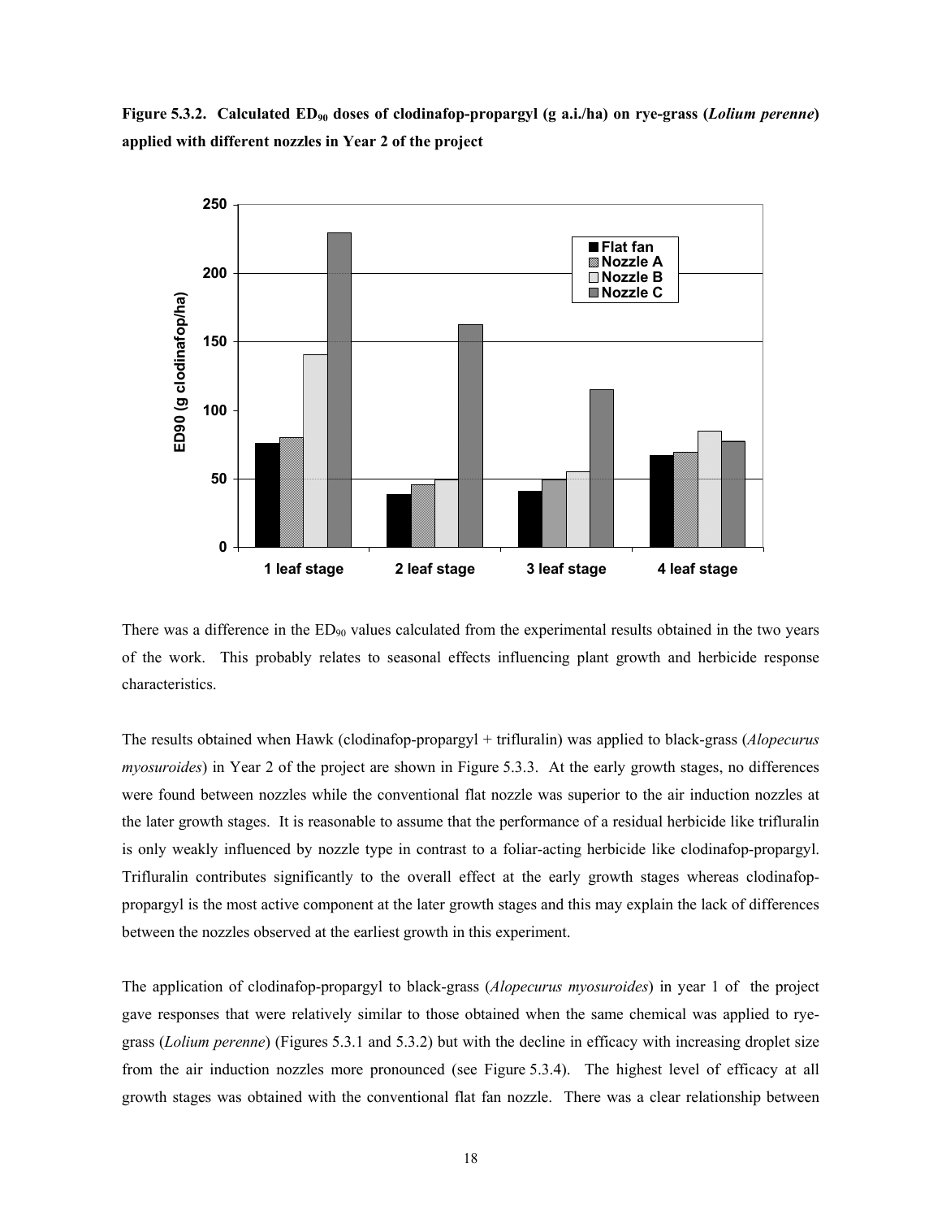**Figure 5.3.2. Calculated $ED_{90}$ doses of clodinafop-propargyl (g a.i./ha) on rye-grass (*Lolium perenne*) applied with different nozzles in Year 2 of the project**

There was a difference in the $ED_{90}$ values calculated from the experimental results obtained in the two years of the work. This probably relates to seasonal effects influencing plant growth and herbicide response characteristics.

The results obtained when Hawk (clodinafop-propargyl + trifluralin) was applied to black-grass (*Alopecurus myosuroides*) in Year 2 of the project are shown in Figure 5.3.3. At the early growth stages, no differences were found between nozzles while the conventional flat nozzle was superior to the air induction nozzles at the later growth stages. It is reasonable to assume that the performance of a residual herbicide like trifluralin is only weakly influenced by nozzle type in contrast to a foliar-acting herbicide like clodinafop-propargyl. Trifluralin contributes significantly to the overall effect at the early growth stages whereas clodinafop-propargyl is the most active component at the later growth stages and this may explain the lack of differences between the nozzles observed at the earliest growth in this experiment.

The application of clodinafop-propargyl to black-grass (*Alopecurus myosuroides*) in year 1 of the project gave responses that were relatively similar to those obtained when the same chemical was applied to rye-grass (*Lolium perenne*) (Figures 5.3.1 and 5.3.2) but with the decline in efficacy with increasing droplet size from the air induction nozzles more pronounced (see Figure 5.3.4). The highest level of efficacy at all growth stages was obtained with the conventional flat fan nozzle. There was a clear relationship between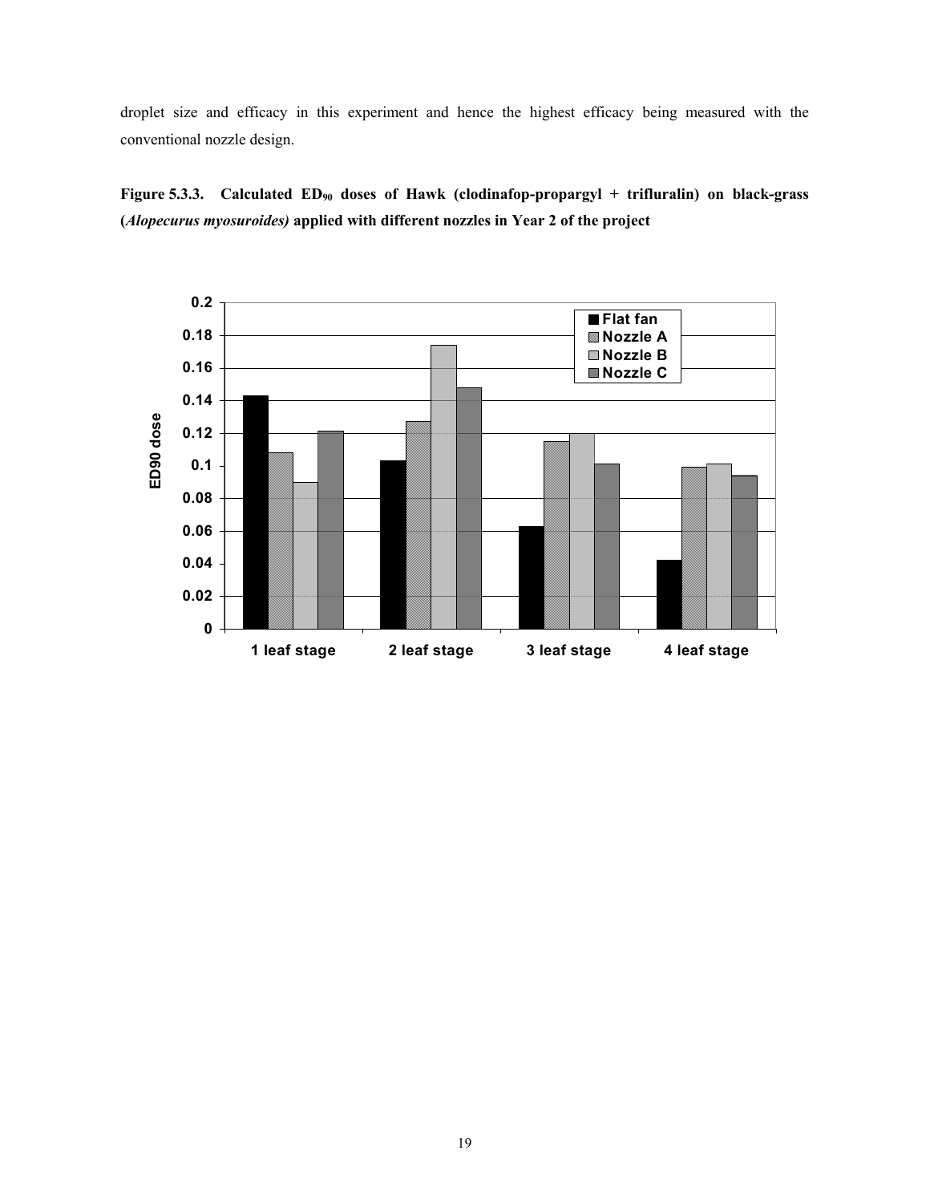droplet size and efficacy in this experiment and hence the highest efficacy being measured with the conventional nozzle design.

**Figure 5.3.3. Calculated $ED_{90}$ doses of Hawk (clodinafop-propargyl + trifluralin) on black-grass (*Alopecurus myosuroides*) applied with different nozzles in Year 2 of the project**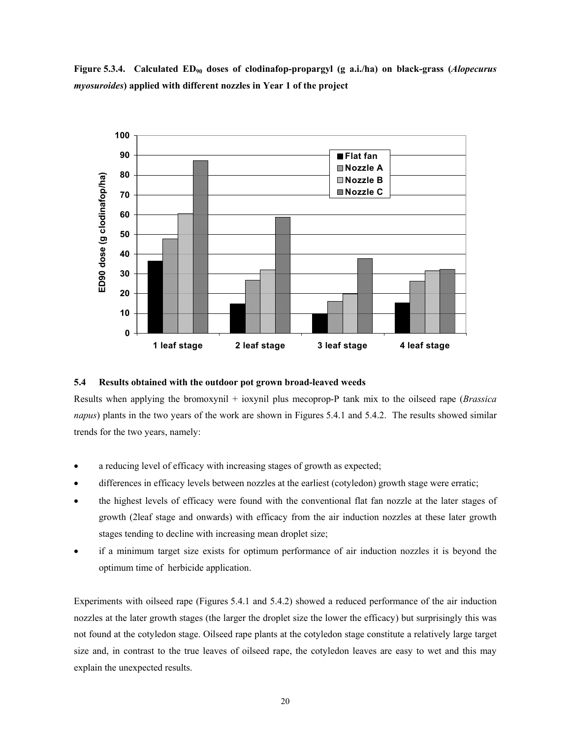**Figure 5.3.4. Calculated $ED_{90}$ doses of clodinafop-propargyl (g a.i./ha) on black-grass (*Alopecurus myosuroides*) applied with different nozzles in Year 1 of the project**

### 5.4 Results obtained with the outdoor pot grown broad-leaved weeds

Results when applying the bromoxynil + ioxynil plus mecoprop-P tank mix to the oilseed rape (*Brassica napus*) plants in the two years of the work are shown in Figures 5.4.1 and 5.4.2. The results showed similar trends for the two years, namely:

- a reducing level of efficacy with increasing stages of growth as expected;
- differences in efficacy levels between nozzles at the earliest (cotyledon) growth stage were erratic;
- the highest levels of efficacy were found with the conventional flat fan nozzle at the later stages of growth (2leaf stage and onwards) with efficacy from the air induction nozzles at these later growth stages tending to decline with increasing mean droplet size;
- if a minimum target size exists for optimum performance of air induction nozzles it is beyond the optimum time of herbicide application.

Experiments with oilseed rape (Figures 5.4.1 and 5.4.2) showed a reduced performance of the air induction nozzles at the later growth stages (the larger the droplet size the lower the efficacy) but surprisingly this was not found at the cotyledon stage. Oilseed rape plants at the cotyledon stage constitute a relatively large target size and, in contrast to the true leaves of oilseed rape, the cotyledon leaves are easy to wet and this may explain the unexpected results.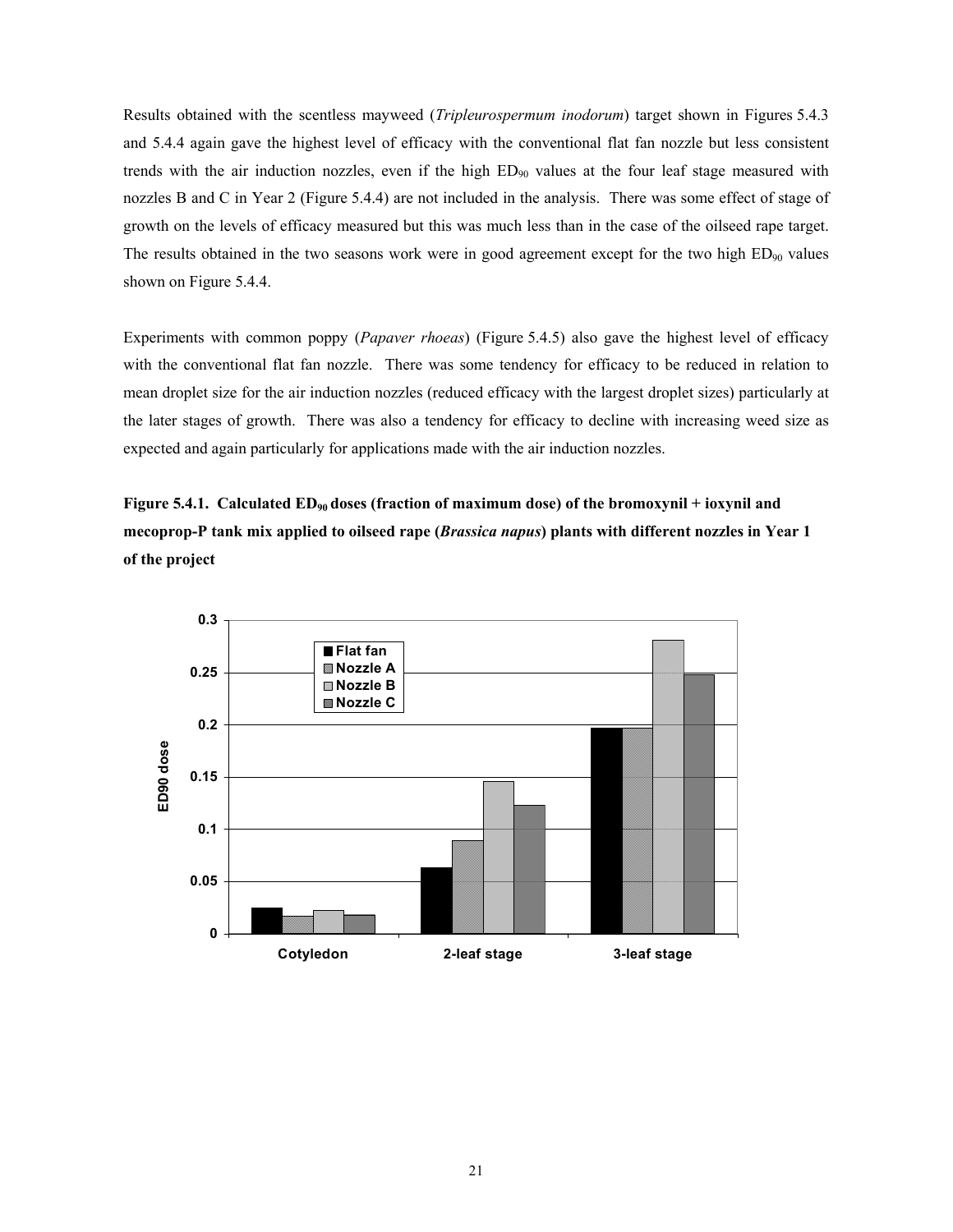Results obtained with the scentless mayweed (*Tripleurospermum inodorum*) target shown in Figures 5.4.3 and 5.4.4 again gave the highest level of efficacy with the conventional flat fan nozzle but less consistent trends with the air induction nozzles, even if the high $ED_{90}$ values at the four leaf stage measured with nozzles B and C in Year 2 (Figure 5.4.4) are not included in the analysis. There was some effect of stage of growth on the levels of efficacy measured but this was much less than in the case of the oilseed rape target. The results obtained in the two seasons work were in good agreement except for the two high $ED_{90}$ values shown on Figure 5.4.4.

Experiments with common poppy (*Papaver rhoeas*) (Figure 5.4.5) also gave the highest level of efficacy with the conventional flat fan nozzle. There was some tendency for efficacy to be reduced in relation to mean droplet size for the air induction nozzles (reduced efficacy with the largest droplet sizes) particularly at the later stages of growth. There was also a tendency for efficacy to decline with increasing weed size as expected and again particularly for applications made with the air induction nozzles.

**Figure 5.4.1. Calculated $ED_{90}$ doses (fraction of maximum dose) of the bromoxynil + ioxynil and mecoprop-P tank mix applied to oilseed rape (*Brassica napus*) plants with different nozzles in Year 1 of the project**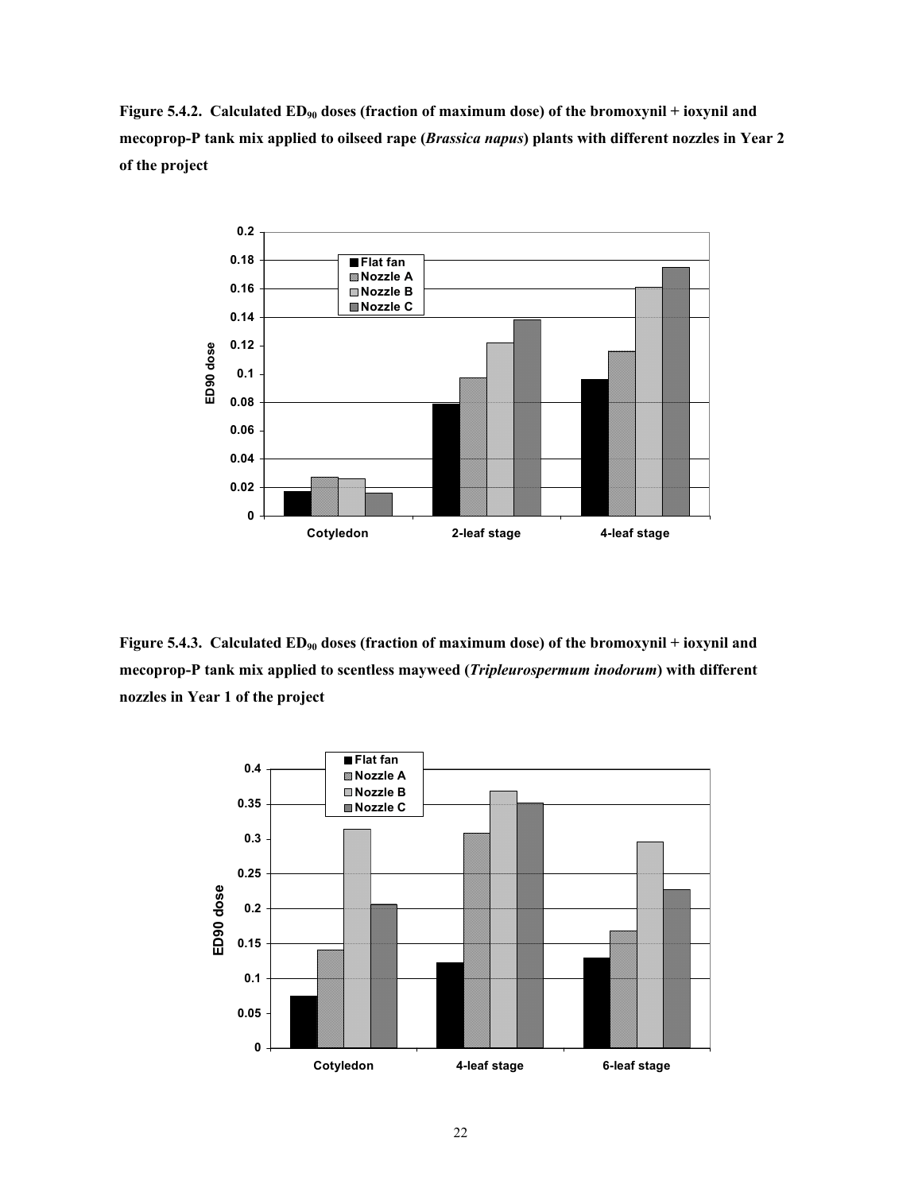**Figure 5.4.2. Calculated $ED_{90}$ doses (fraction of maximum dose) of the bromoxynil + ioxynil and mecoprop-P tank mix applied to oilseed rape (*Brassica napus*) plants with different nozzles in Year 2 of the project**

**Figure 5.4.3. Calculated $ED_{90}$ doses (fraction of maximum dose) of the bromoxynil + ioxynil and mecoprop-P tank mix applied to scentless mayweed (*Tripleurospermum inodorum*) with different nozzles in Year 1 of the project**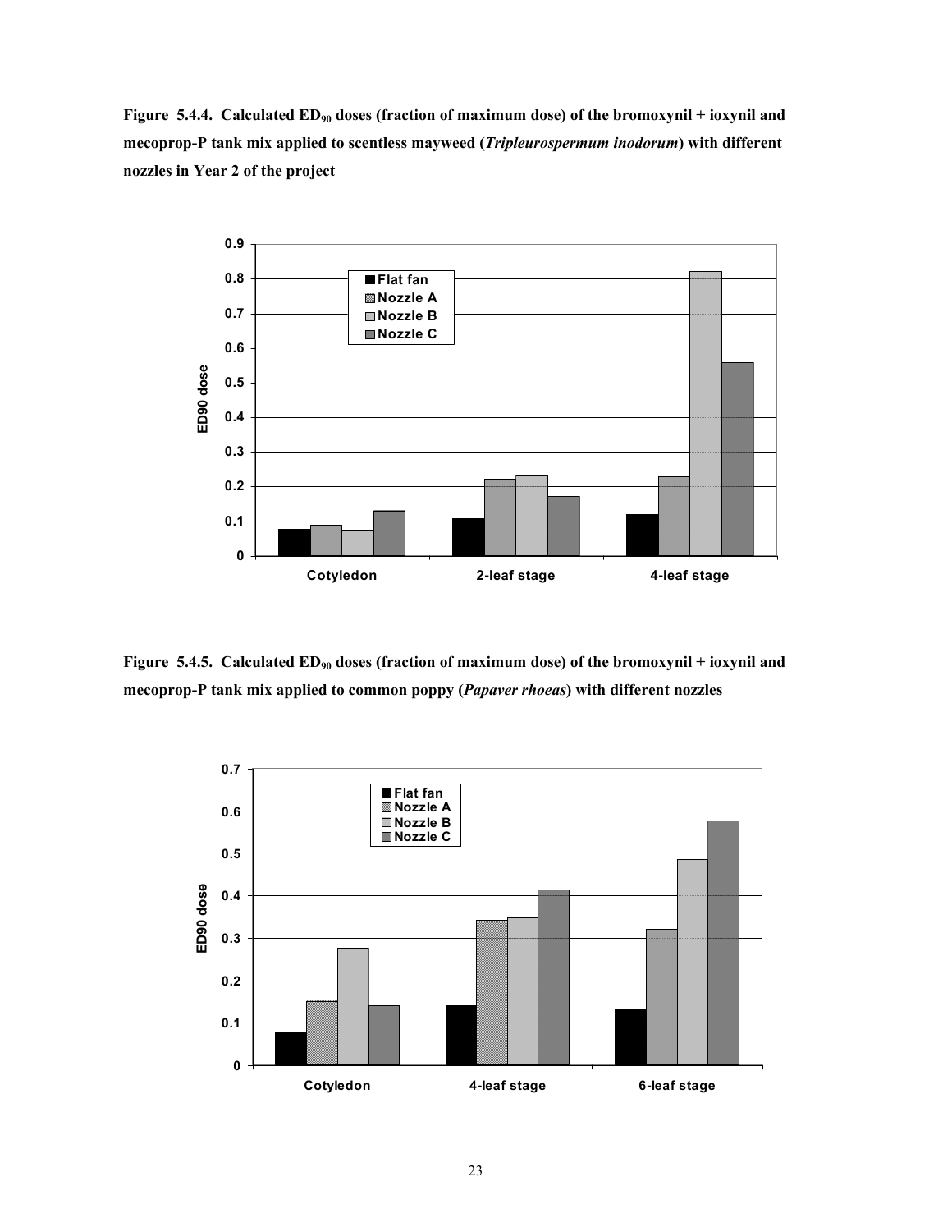**Figure 5.4.4. Calculated $ED_{90}$ doses (fraction of maximum dose) of the bromoxynil + ioxynil and mecoprop-P tank mix applied to scentless mayweed (*Tripleurospermum inodorum*) with different nozzles in Year 2 of the project**

**Figure 5.4.5. Calculated $ED_{90}$ doses (fraction of maximum dose) of the bromoxynil + ioxynil and mecoprop-P tank mix applied to common poppy (*Papaver rhoeas*) with different nozzles**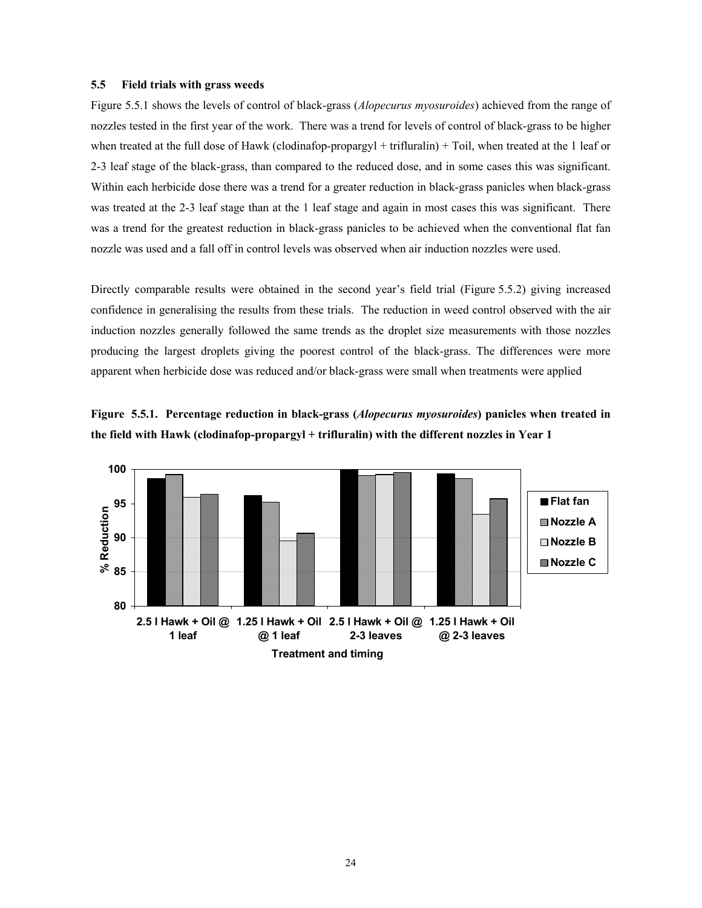### 5.5 Field trials with grass weeds

Figure 5.5.1 shows the levels of control of black-grass (*Alopecurus myosuroides*) achieved from the range of nozzles tested in the first year of the work. There was a trend for levels of control of black-grass to be higher when treated at the full dose of Hawk (clodinafop-propargyl + trifluralin) + Toil, when treated at the 1 leaf or 2-3 leaf stage of the black-grass, than compared to the reduced dose, and in some cases this was significant. Within each herbicide dose there was a trend for a greater reduction in black-grass panicles when black-grass was treated at the 2-3 leaf stage than at the 1 leaf stage and again in most cases this was significant. There was a trend for the greatest reduction in black-grass panicles to be achieved when the conventional flat fan nozzle was used and a fall off in control levels was observed when air induction nozzles were used.

Directly comparable results were obtained in the second year's field trial (Figure 5.5.2) giving increased confidence in generalising the results from these trials. The reduction in weed control observed with the air induction nozzles generally followed the same trends as the droplet size measurements with those nozzles producing the largest droplets giving the poorest control of the black-grass. The differences were more apparent when herbicide dose was reduced and/or black-grass were small when treatments were applied

**Figure 5.5.1. Percentage reduction in black-grass (*Alopecurus myosuroides*) panicles when treated in the field with Hawk (clodinafop-propargyl + trifluralin) with the different nozzles in Year 1**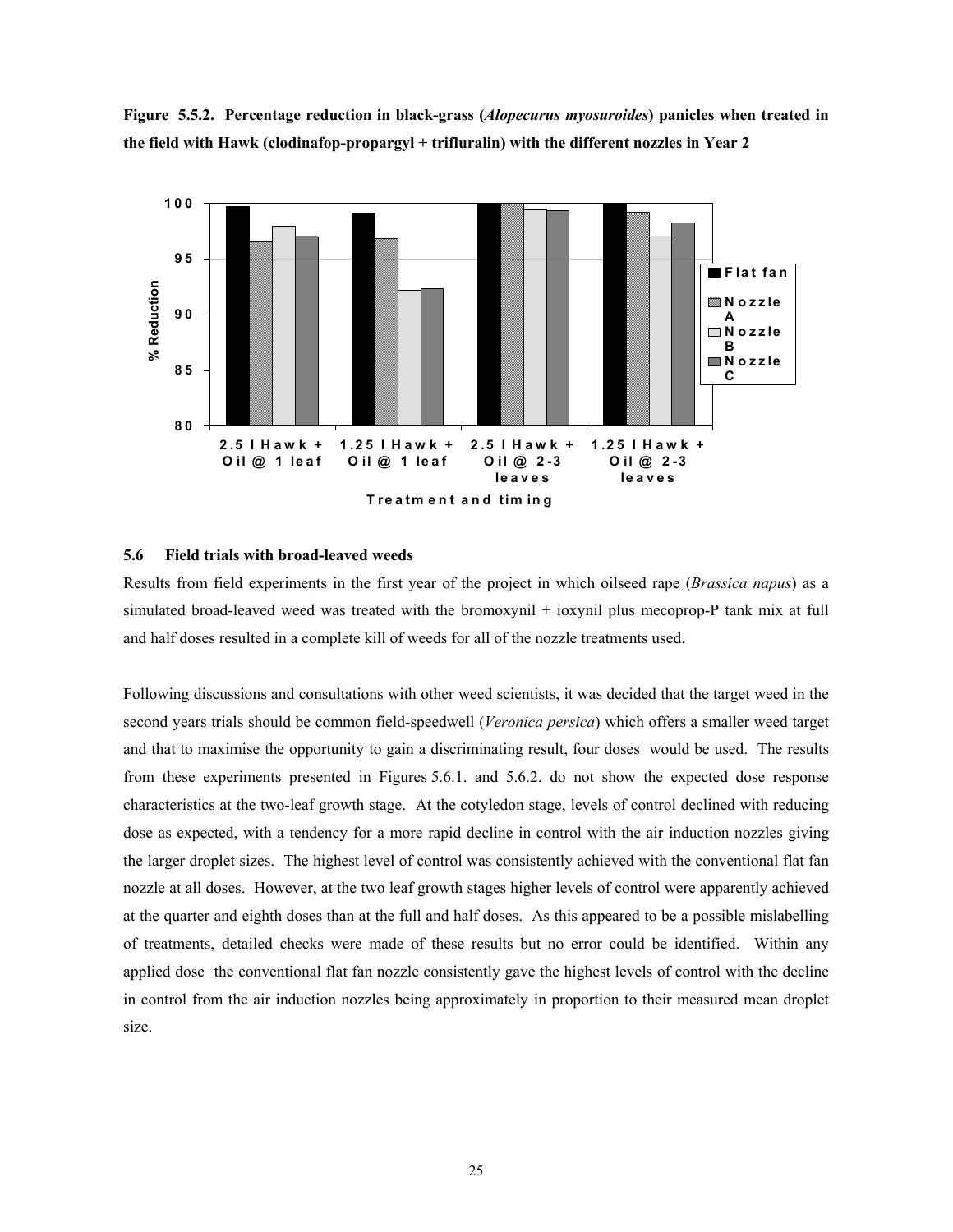**Figure 5.5.2. Percentage reduction in black-grass (*Alopecurus myosuroides*) panicles when treated in the field with Hawk (clodinafop-propargyl + trifluralin) with the different nozzles in Year 2**

### 5.6 Field trials with broad-leaved weeds

Results from field experiments in the first year of the project in which oilseed rape (*Brassica napus*) as a simulated broad-leaved weed was treated with the bromoxynil + ioxynil plus mecoprop-P tank mix at full and half doses resulted in a complete kill of weeds for all of the nozzle treatments used.

Following discussions and consultations with other weed scientists, it was decided that the target weed in the second years trials should be common field-speedwell (*Veronica persica*) which offers a smaller weed target and that to maximise the opportunity to gain a discriminating result, four doses would be used. The results from these experiments presented in Figures 5.6.1. and 5.6.2. do not show the expected dose response characteristics at the two-leaf growth stage. At the cotyledon stage, levels of control declined with reducing dose as expected, with a tendency for a more rapid decline in control with the air induction nozzles giving the larger droplet sizes. The highest level of control was consistently achieved with the conventional flat fan nozzle at all doses. However, at the two leaf growth stages higher levels of control were apparently achieved at the quarter and eighth doses than at the full and half doses. As this appeared to be a possible mislabelling of treatments, detailed checks were made of these results but no error could be identified. Within any applied dose the conventional flat fan nozzle consistently gave the highest levels of control with the decline in control from the air induction nozzles being approximately in proportion to their measured mean droplet size.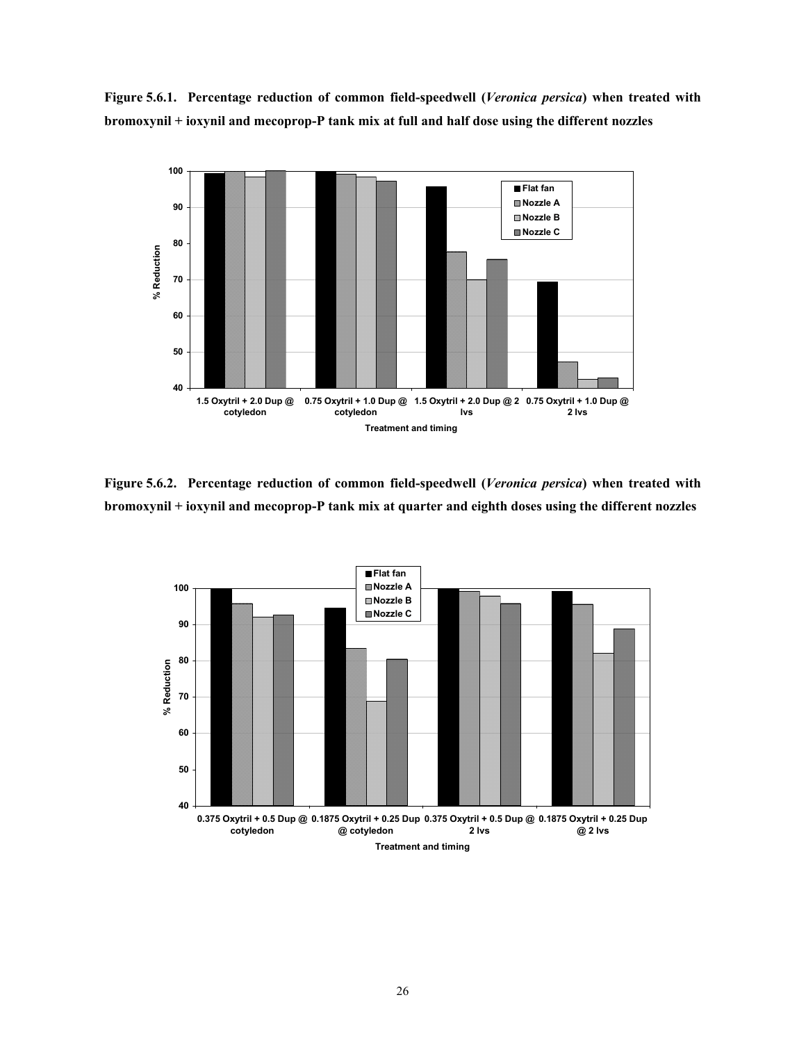**Figure 5.6.1. Percentage reduction of common field-speedwell (*Veronica persica*) when treated with bromoxynil + ioxynil and mecoprop-P tank mix at full and half dose using the different nozzles**

**Figure 5.6.2. Percentage reduction of common field-speedwell (*Veronica persica*) when treated with bromoxynil + ioxynil and mecoprop-P tank mix at quarter and eighth doses using the different nozzles**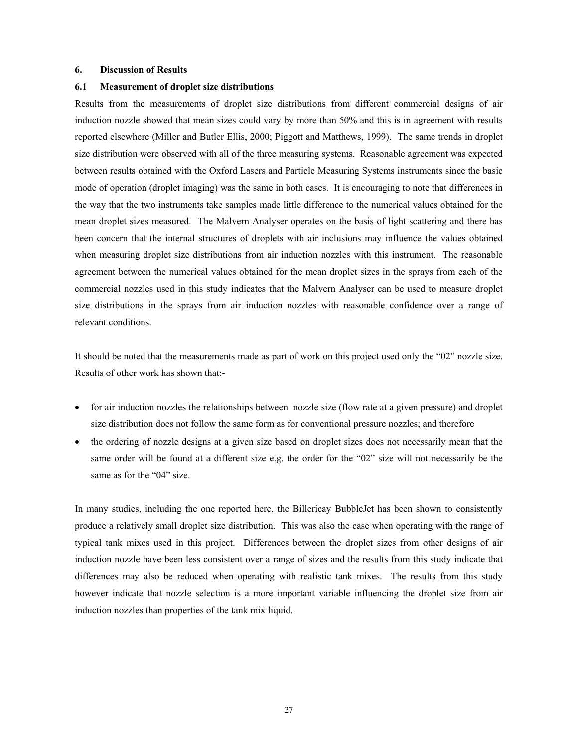## 6. Discussion of Results

### 6.1 Measurement of droplet size distributions

Results from the measurements of droplet size distributions from different commercial designs of air induction nozzle showed that mean sizes could vary by more than 50% and this is in agreement with results reported elsewhere (Miller and Butler Ellis, 2000; Piggott and Matthews, 1999). The same trends in droplet size distribution were observed with all of the three measuring systems. Reasonable agreement was expected between results obtained with the Oxford Lasers and Particle Measuring Systems instruments since the basic mode of operation (droplet imaging) was the same in both cases. It is encouraging to note that differences in the way that the two instruments take samples made little difference to the numerical values obtained for the mean droplet sizes measured. The Malvern Analyser operates on the basis of light scattering and there has been concern that the internal structures of droplets with air inclusions may influence the values obtained when measuring droplet size distributions from air induction nozzles with this instrument. The reasonable agreement between the numerical values obtained for the mean droplet sizes in the sprays from each of the commercial nozzles used in this study indicates that the Malvern Analyser can be used to measure droplet size distributions in the sprays from air induction nozzles with reasonable confidence over a range of relevant conditions.

It should be noted that the measurements made as part of work on this project used only the "02" nozzle size. Results of other work has shown that:-

- for air induction nozzles the relationships between nozzle size (flow rate at a given pressure) and droplet size distribution does not follow the same form as for conventional pressure nozzles; and therefore
- the ordering of nozzle designs at a given size based on droplet sizes does not necessarily mean that the same order will be found at a different size e.g. the order for the "02" size will not necessarily be the same as for the "04" size.

In many studies, including the one reported here, the Billericay BubbleJet has been shown to consistently produce a relatively small droplet size distribution. This was also the case when operating with the range of typical tank mixes used in this project. Differences between the droplet sizes from other designs of air induction nozzle have been less consistent over a range of sizes and the results from this study indicate that differences may also be reduced when operating with realistic tank mixes. The results from this study however indicate that nozzle selection is a more important variable influencing the droplet size from air induction nozzles than properties of the tank mix liquid.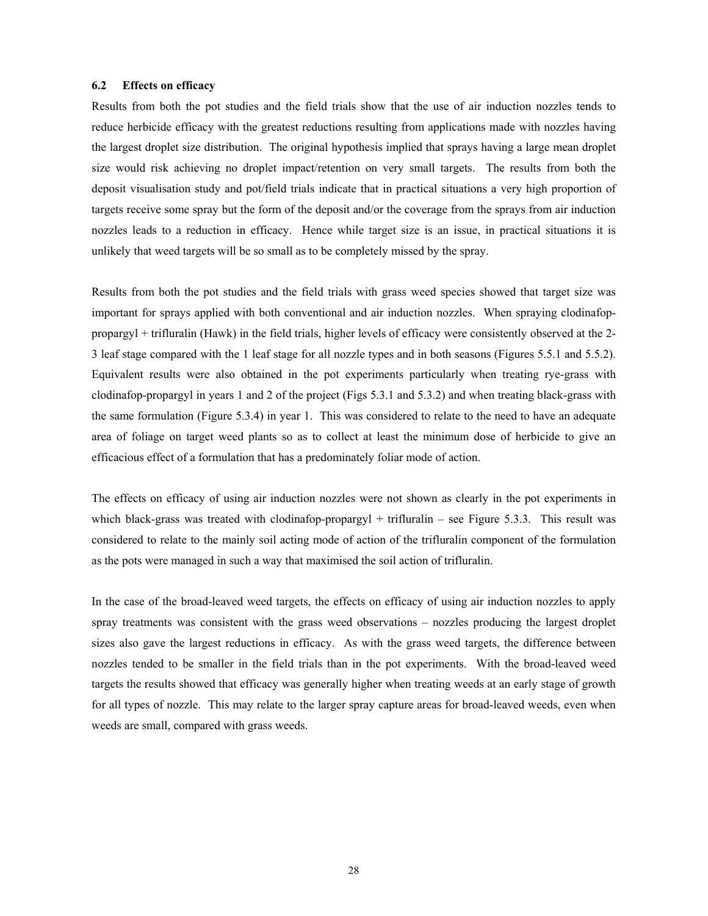### 6.2 Effects on efficacy

Results from both the pot studies and the field trials show that the use of air induction nozzles tends to reduce herbicide efficacy with the greatest reductions resulting from applications made with nozzles having the largest droplet size distribution. The original hypothesis implied that sprays having a large mean droplet size would risk achieving no droplet impact/retention on very small targets. The results from both the deposit visualisation study and pot/field trials indicate that in practical situations a very high proportion of targets receive some spray but the form of the deposit and/or the coverage from the sprays from air induction nozzles leads to a reduction in efficacy. Hence while target size is an issue, in practical situations it is unlikely that weed targets will be so small as to be completely missed by the spray.

Results from both the pot studies and the field trials with grass weed species showed that target size was important for sprays applied with both conventional and air induction nozzles. When spraying clodinafop-propargyl + trifluralin (Hawk) in the field trials, higher levels of efficacy were consistently observed at the 2-3 leaf stage compared with the 1 leaf stage for all nozzle types and in both seasons (Figures 5.5.1 and 5.5.2). Equivalent results were also obtained in the pot experiments particularly when treating rye-grass with clodinafop-propargyl in years 1 and 2 of the project (Figs 5.3.1 and 5.3.2) and when treating black-grass with the same formulation (Figure 5.3.4) in year 1. This was considered to relate to the need to have an adequate area of foliage on target weed plants so as to collect at least the minimum dose of herbicide to give an efficacious effect of a formulation that has a predominately foliar mode of action.

The effects on efficacy of using air induction nozzles were not shown as clearly in the pot experiments in which black-grass was treated with clodinafop-propargyl + trifluralin – see Figure 5.3.3. This result was considered to relate to the mainly soil acting mode of action of the trifluralin component of the formulation as the pots were managed in such a way that maximised the soil action of trifluralin.

In the case of the broad-leaved weed targets, the effects on efficacy of using air induction nozzles to apply spray treatments was consistent with the grass weed observations – nozzles producing the largest droplet sizes also gave the largest reductions in efficacy. As with the grass weed targets, the difference between nozzles tended to be smaller in the field trials than in the pot experiments. With the broad-leaved weed targets the results showed that efficacy was generally higher when treating weeds at an early stage of growth for all types of nozzle. This may relate to the larger spray capture areas for broad-leaved weeds, even when weeds are small, compared with grass weeds.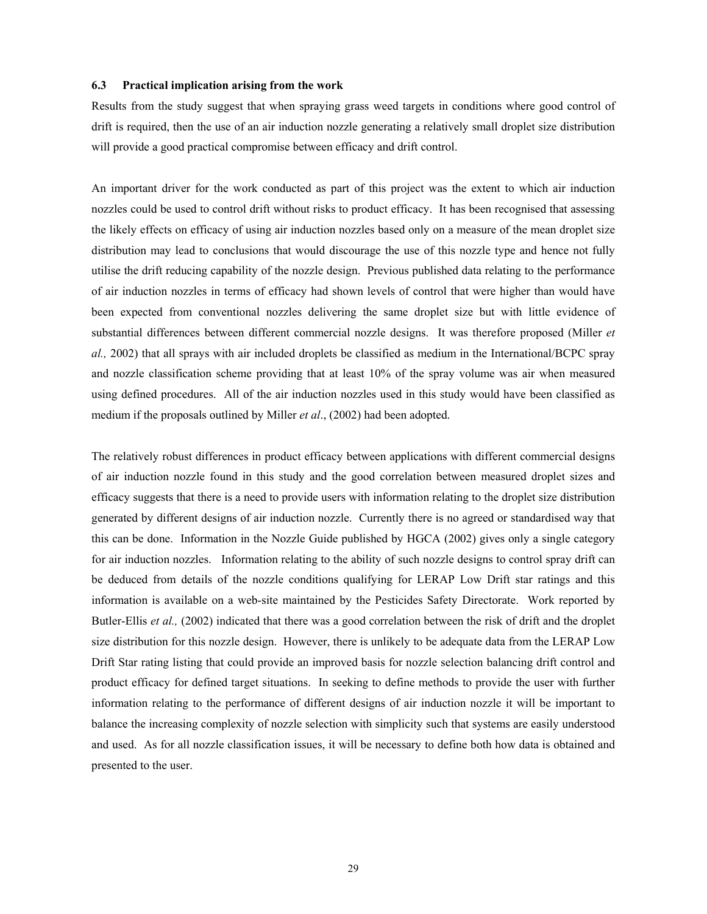### 6.3 Practical implication arising from the work

Results from the study suggest that when spraying grass weed targets in conditions where good control of drift is required, then the use of an air induction nozzle generating a relatively small droplet size distribution will provide a good practical compromise between efficacy and drift control.

An important driver for the work conducted as part of this project was the extent to which air induction nozzles could be used to control drift without risks to product efficacy. It has been recognised that assessing the likely effects on efficacy of using air induction nozzles based only on a measure of the mean droplet size distribution may lead to conclusions that would discourage the use of this nozzle type and hence not fully utilise the drift reducing capability of the nozzle design. Previous published data relating to the performance of air induction nozzles in terms of efficacy had shown levels of control that were higher than would have been expected from conventional nozzles delivering the same droplet size but with little evidence of substantial differences between different commercial nozzle designs. It was therefore proposed (Miller *et al.,* 2002) that all sprays with air included droplets be classified as medium in the International/BCPC spray and nozzle classification scheme providing that at least 10% of the spray volume was air when measured using defined procedures. All of the air induction nozzles used in this study would have been classified as medium if the proposals outlined by Miller *et al*., (2002) had been adopted.

The relatively robust differences in product efficacy between applications with different commercial designs of air induction nozzle found in this study and the good correlation between measured droplet sizes and efficacy suggests that there is a need to provide users with information relating to the droplet size distribution generated by different designs of air induction nozzle. Currently there is no agreed or standardised way that this can be done. Information in the Nozzle Guide published by HGCA (2002) gives only a single category for air induction nozzles. Information relating to the ability of such nozzle designs to control spray drift can be deduced from details of the nozzle conditions qualifying for LERAP Low Drift star ratings and this information is available on a web-site maintained by the Pesticides Safety Directorate. Work reported by Butler-Ellis *et al.,* (2002) indicated that there was a good correlation between the risk of drift and the droplet size distribution for this nozzle design. However, there is unlikely to be adequate data from the LERAP Low Drift Star rating listing that could provide an improved basis for nozzle selection balancing drift control and product efficacy for defined target situations. In seeking to define methods to provide the user with further information relating to the performance of different designs of air induction nozzle it will be important to balance the increasing complexity of nozzle selection with simplicity such that systems are easily understood and used. As for all nozzle classification issues, it will be necessary to define both how data is obtained and presented to the user.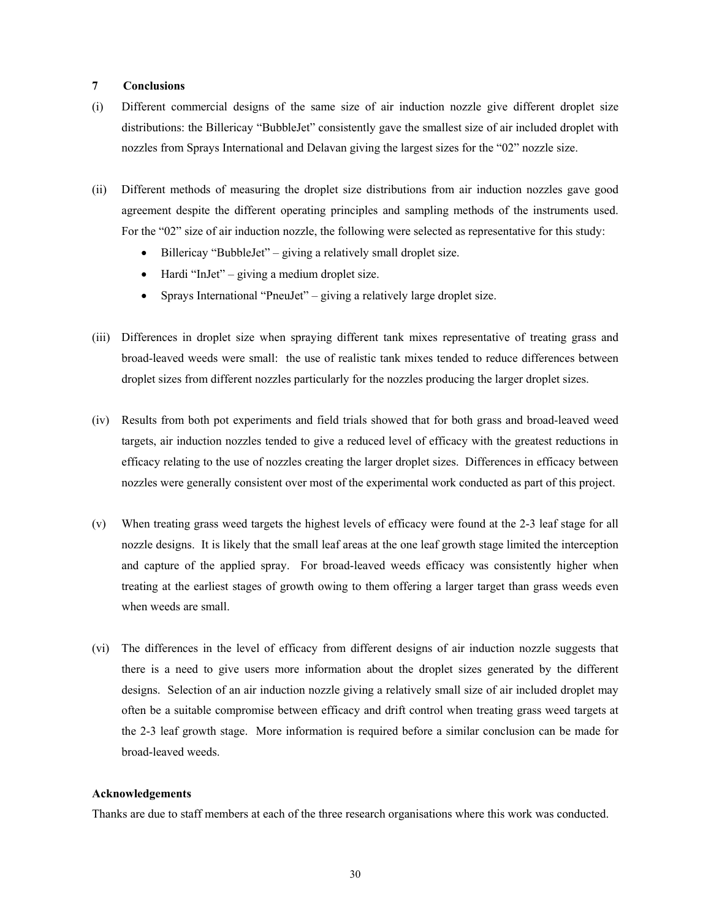## 7 Conclusions

(i) Different commercial designs of the same size of air induction nozzle give different droplet size distributions: the Billericay "BubbleJet" consistently gave the smallest size of air included droplet with nozzles from Sprays International and Delavan giving the largest sizes for the "02" nozzle size.

(ii) Different methods of measuring the droplet size distributions from air induction nozzles gave good agreement despite the different operating principles and sampling methods of the instruments used. For the "02" size of air induction nozzle, the following were selected as representative for this study:

- Billericay "BubbleJet" – giving a relatively small droplet size.
- Hardi "InJet" – giving a medium droplet size.
- Sprays International "PneuJet" – giving a relatively large droplet size.

(iii) Differences in droplet size when spraying different tank mixes representative of treating grass and broad-leaved weeds were small: the use of realistic tank mixes tended to reduce differences between droplet sizes from different nozzles particularly for the nozzles producing the larger droplet sizes.

(iv) Results from both pot experiments and field trials showed that for both grass and broad-leaved weed targets, air induction nozzles tended to give a reduced level of efficacy with the greatest reductions in efficacy relating to the use of nozzles creating the larger droplet sizes. Differences in efficacy between nozzles were generally consistent over most of the experimental work conducted as part of this project.

(v) When treating grass weed targets the highest levels of efficacy were found at the 2-3 leaf stage for all nozzle designs. It is likely that the small leaf areas at the one leaf growth stage limited the interception and capture of the applied spray. For broad-leaved weeds efficacy was consistently higher when treating at the earliest stages of growth owing to them offering a larger target than grass weeds even when weeds are small.

(vi) The differences in the level of efficacy from different designs of air induction nozzle suggests that there is a need to give users more information about the droplet sizes generated by the different designs. Selection of an air induction nozzle giving a relatively small size of air included droplet may often be a suitable compromise between efficacy and drift control when treating grass weed targets at the 2-3 leaf growth stage. More information is required before a similar conclusion can be made for broad-leaved weeds.

**Acknowledgements**

Thanks are due to staff members at each of the three research organisations where this work was conducted.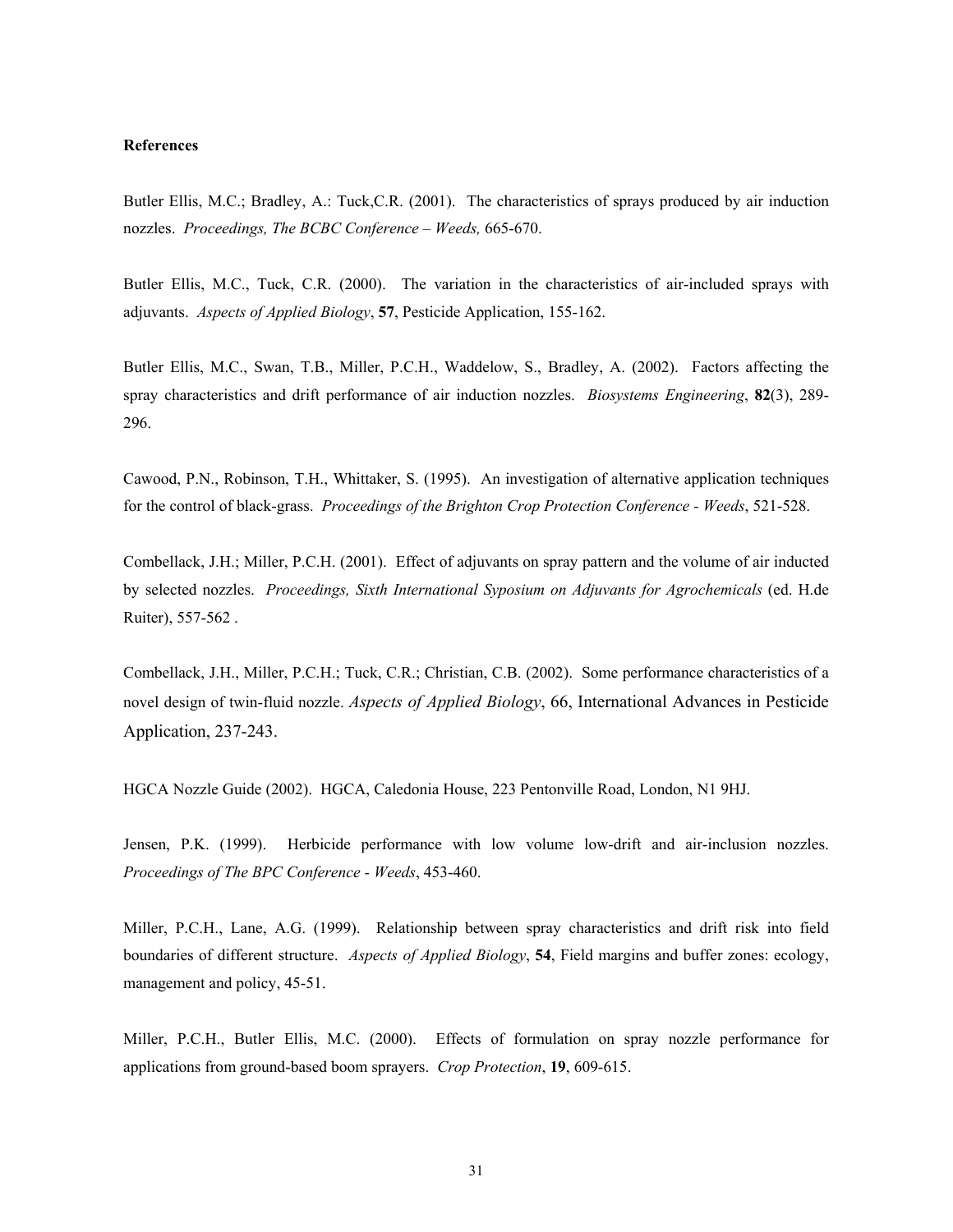**References**

Butler Ellis, M.C.; Bradley, A.: Tuck,C.R. (2001). The characteristics of sprays produced by air induction nozzles. *Proceedings, The BCBC Conference – Weeds,* 665-670.

Butler Ellis, M.C., Tuck, C.R. (2000). The variation in the characteristics of air-included sprays with adjuvants. *Aspects of Applied Biology*, **57**, Pesticide Application, 155-162.

Butler Ellis, M.C., Swan, T.B., Miller, P.C.H., Waddelow, S., Bradley, A. (2002). Factors affecting the spray characteristics and drift performance of air induction nozzles. *Biosystems Engineering*, **82**(3), 289-296.

Cawood, P.N., Robinson, T.H., Whittaker, S. (1995). An investigation of alternative application techniques for the control of black-grass. *Proceedings of the Brighton Crop Protection Conference - Weeds*, 521-528.

Combellack, J.H.; Miller, P.C.H. (2001). Effect of adjuvants on spray pattern and the volume of air inducted by selected nozzles. *Proceedings, Sixth International Syposium on Adjuvants for Agrochemicals* (ed. H.de Ruiter), 557-562 .

Combellack, J.H., Miller, P.C.H.; Tuck, C.R.; Christian, C.B. (2002). Some performance characteristics of a novel design of twin-fluid nozzle. *Aspects of Applied Biology*, 66, International Advances in Pesticide Application, 237-243.

HGCA Nozzle Guide (2002). HGCA, Caledonia House, 223 Pentonville Road, London, N1 9HJ.

Jensen, P.K. (1999). Herbicide performance with low volume low-drift and air-inclusion nozzles. *Proceedings of The BPC Conference - Weeds*, 453-460.

Miller, P.C.H., Lane, A.G. (1999). Relationship between spray characteristics and drift risk into field boundaries of different structure. *Aspects of Applied Biology*, **54**, Field margins and buffer zones: ecology, management and policy, 45-51.

Miller, P.C.H., Butler Ellis, M.C. (2000). Effects of formulation on spray nozzle performance for applications from ground-based boom sprayers. *Crop Protection*, **19**, 609-615.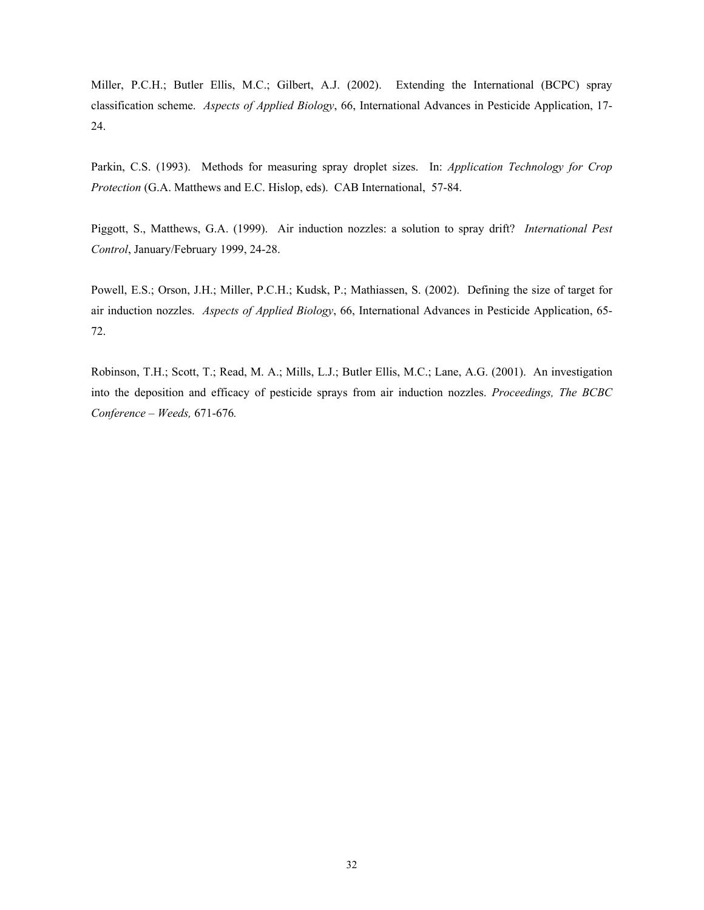Miller, P.C.H.; Butler Ellis, M.C.; Gilbert, A.J. (2002). Extending the International (BCPC) spray classification scheme. *Aspects of Applied Biology*, 66, International Advances in Pesticide Application, 17-24.

Parkin, C.S. (1993). Methods for measuring spray droplet sizes. In: *Application Technology for Crop Protection* (G.A. Matthews and E.C. Hislop, eds). CAB International, 57-84.

Piggott, S., Matthews, G.A. (1999). Air induction nozzles: a solution to spray drift? *International Pest Control*, January/February 1999, 24-28.

Powell, E.S.; Orson, J.H.; Miller, P.C.H.; Kudsk, P.; Mathiassen, S. (2002). Defining the size of target for air induction nozzles. *Aspects of Applied Biology*, 66, International Advances in Pesticide Application, 65-72.

Robinson, T.H.; Scott, T.; Read, M. A.; Mills, L.J.; Butler Ellis, M.C.; Lane, A.G. (2001). An investigation into the deposition and efficacy of pesticide sprays from air induction nozzles. *Proceedings, The BCBC Conference – Weeds,* 671-676*.*